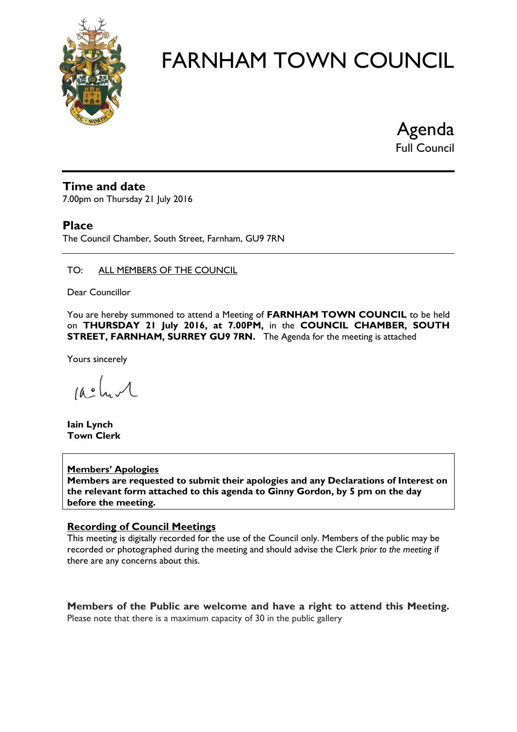# FARNHAM TOWN COUNCIL

## Agenda
Full Council

### Time and date
7.00pm on Thursday 21 July 2016

### Place
The Council Chamber, South Street, Farnham, GU9 7RN

TO: ALL MEMBERS OF THE COUNCIL

Dear Councillor

You are hereby summoned to attend a Meeting of **FARNHAM TOWN COUNCIL** to be held on **THURSDAY 21 July 2016, at 7.00PM,** in the **COUNCIL CHAMBER, SOUTH STREET, FARNHAM, SURREY GU9 7RN.** The Agenda for the meeting is attached

Yours sincerely

**Iain Lynch**
**Town Clerk**

**Members' Apologies**
**Members are requested to submit their apologies and any Declarations of Interest on the relevant form attached to this agenda to Ginny Gordon, by 5 pm on the day before the meeting.**

**Recording of Council Meetings**
This meeting is digitally recorded for the use of the Council only. Members of the public may be recorded or photographed during the meeting and should advise the Clerk *prior to the meeting* if there are any concerns about this.

**Members of the Public are welcome and have a right to attend this Meeting.**
Please note that there is a maximum capacity of 30 in the public gallery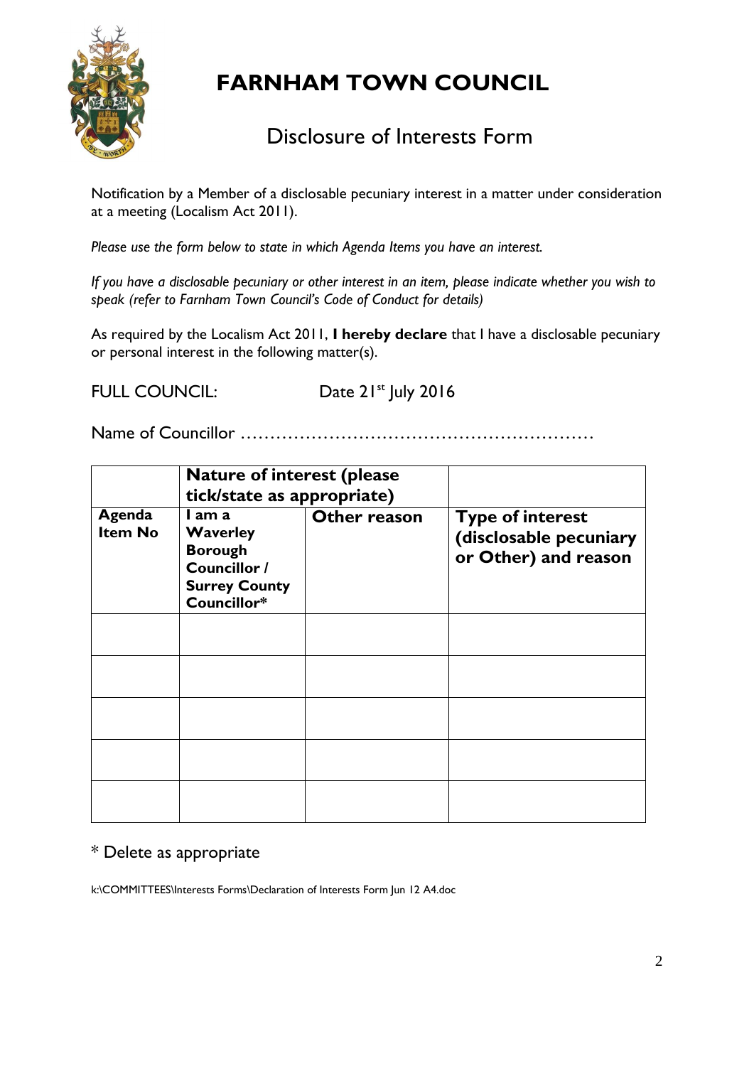# FARNHAM TOWN COUNCIL

## Disclosure of Interests Form

Notification by a Member of a disclosable pecuniary interest in a matter under consideration at a meeting (Localism Act 2011).

*Please use the form below to state in which Agenda Items you have an interest.*

*If you have a disclosable pecuniary or other interest in an item, please indicate whether you wish to speak (refer to Farnham Town Council's Code of Conduct for details)*

As required by the Localism Act 2011, **I hereby declare** that I have a disclosable pecuniary or personal interest in the following matter(s).

FULL COUNCIL: Date 21st July 2016

Name of Councillor ……………………………………………………

| | **Nature of interest (please tick/state as appropriate)** | | |
|---|---|---|---|
| **Agenda Item No** | **I am a Waverley Borough Councillor / Surrey County Councillor*** | **Other reason** | **Type of interest (disclosable pecuniary or Other) and reason** |
| | | | |
| | | | |
| | | | |
| | | | |
| | | | |

\* Delete as appropriate

k:\COMMITTEES\Interests Forms\Declaration of Interests Form Jun 12 A4.doc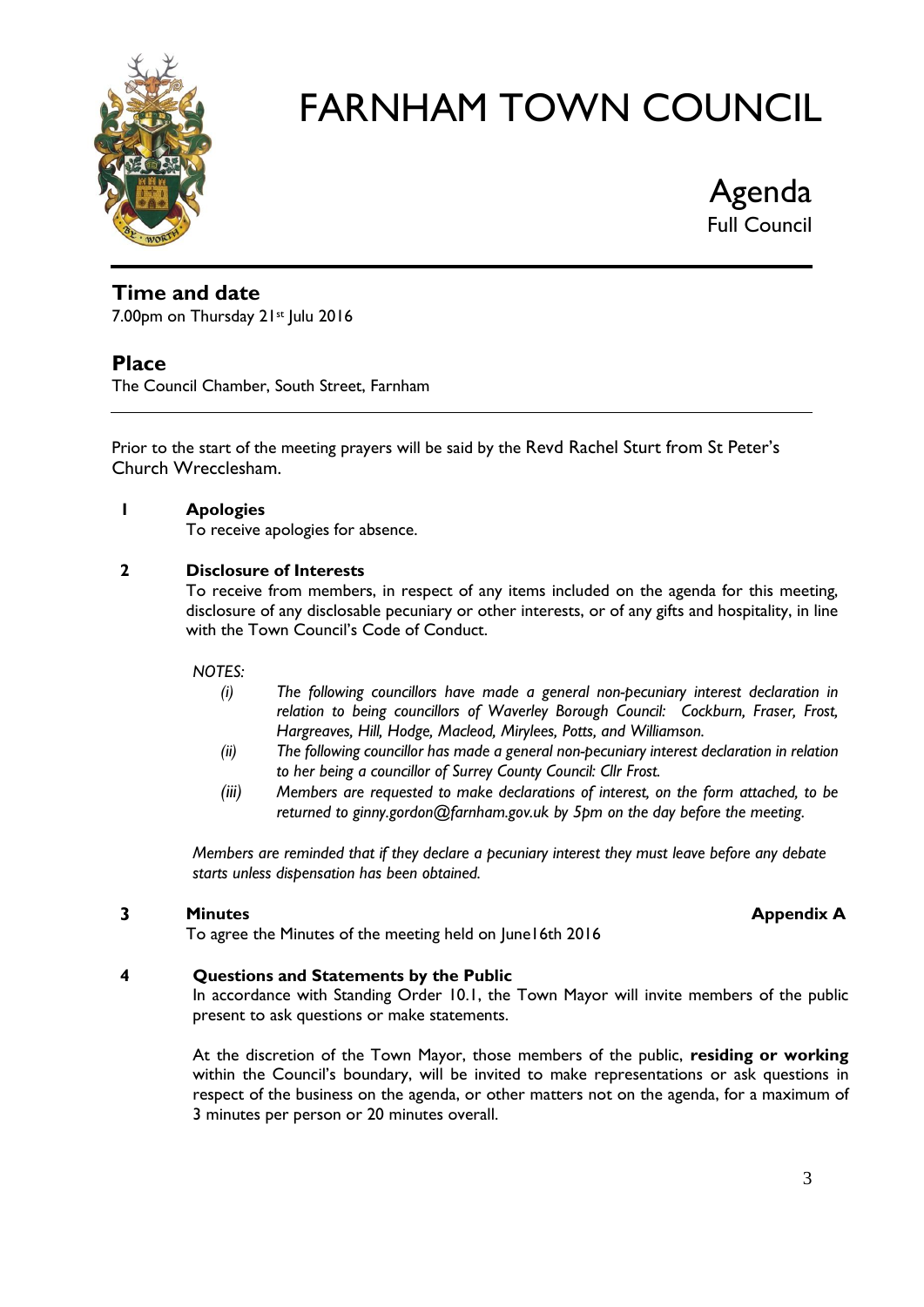# FARNHAM TOWN COUNCIL

## Agenda
Full Council

### Time and date
7.00pm on Thursday 21st Julu 2016

### Place
The Council Chamber, South Street, Farnham

Prior to the start of the meeting prayers will be said by the Revd Rachel Sturt from St Peter's Church Wrecclesham.

**1 Apologies**

To receive apologies for absence.

**2 Disclosure of Interests**

To receive from members, in respect of any items included on the agenda for this meeting, disclosure of any disclosable pecuniary or other interests, or of any gifts and hospitality, in line with the Town Council's Code of Conduct.

*NOTES:*

*(i) The following councillors have made a general non-pecuniary interest declaration in relation to being councillors of Waverley Borough Council: Cockburn, Fraser, Frost, Hargreaves, Hill, Hodge, Macleod, Mirylees, Potts, and Williamson.*

*(ii) The following councillor has made a general non-pecuniary interest declaration in relation to her being a councillor of Surrey County Council: Cllr Frost.*

*(iii) Members are requested to make declarations of interest, on the form attached, to be returned to ginny.gordon@farnham.gov.uk by 5pm on the day before the meeting.*

*Members are reminded that if they declare a pecuniary interest they must leave before any debate starts unless dispensation has been obtained.*

**3 Minutes** **Appendix A**

To agree the Minutes of the meeting held on June16th 2016

**4 Questions and Statements by the Public**

In accordance with Standing Order 10.1, the Town Mayor will invite members of the public present to ask questions or make statements.

At the discretion of the Town Mayor, those members of the public, **residing or working** within the Council's boundary, will be invited to make representations or ask questions in respect of the business on the agenda, or other matters not on the agenda, for a maximum of 3 minutes per person or 20 minutes overall.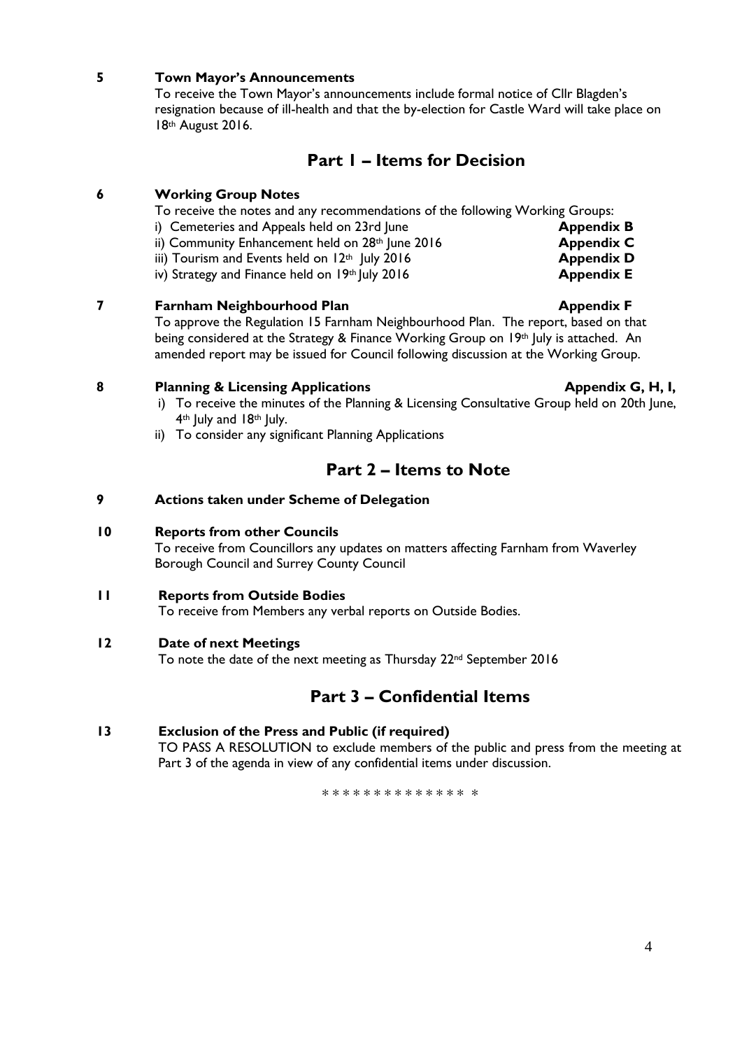**5 Town Mayor's Announcements**

To receive the Town Mayor's announcements include formal notice of Cllr Blagden's resignation because of ill-health and that the by-election for Castle Ward will take place on 18th August 2016.

## Part 1 – Items for Decision

**6 Working Group Notes**

To receive the notes and any recommendations of the following Working Groups:

i) Cemeteries and Appeals held on 23rd June **Appendix B**
ii) Community Enhancement held on 28th June 2016 **Appendix C**
iii) Tourism and Events held on 12th July 2016 **Appendix D**
iv) Strategy and Finance held on 19th July 2016 **Appendix E**

**7 Farnham Neighbourhood Plan** **Appendix F**

To approve the Regulation 15 Farnham Neighbourhood Plan. The report, based on that being considered at the Strategy & Finance Working Group on 19th July is attached. An amended report may be issued for Council following discussion at the Working Group.

**8 Planning & Licensing Applications** **Appendix G, H, I,**

i) To receive the minutes of the Planning & Licensing Consultative Group held on 20th June, 4th July and 18th July.
ii) To consider any significant Planning Applications

## Part 2 – Items to Note

**9 Actions taken under Scheme of Delegation**

**10 Reports from other Councils**

To receive from Councillors any updates on matters affecting Farnham from Waverley Borough Council and Surrey County Council

**11 Reports from Outside Bodies**

To receive from Members any verbal reports on Outside Bodies.

**12 Date of next Meetings**

To note the date of the next meeting as Thursday 22nd September 2016

## Part 3 – Confidential Items

**13 Exclusion of the Press and Public (if required)**

TO PASS A RESOLUTION to exclude members of the public and press from the meeting at Part 3 of the agenda in view of any confidential items under discussion.

* * * * * * * * * * * * * *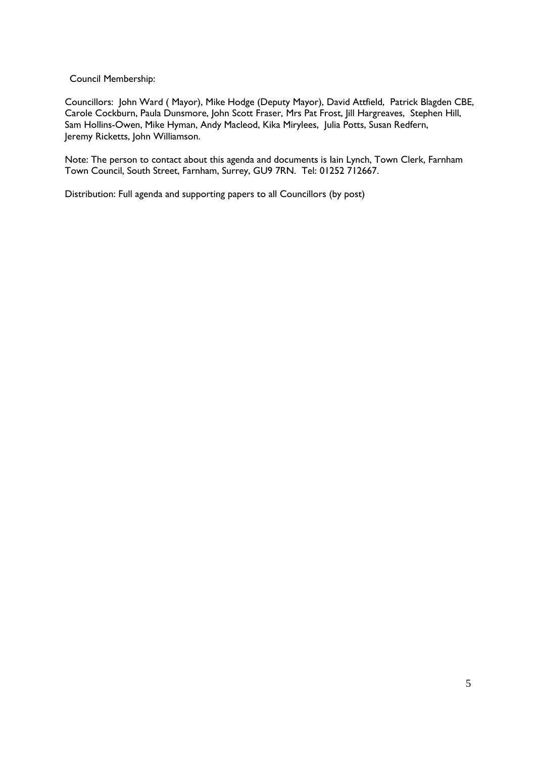Council Membership:

Councillors: John Ward ( Mayor), Mike Hodge (Deputy Mayor), David Attfield, Patrick Blagden CBE, Carole Cockburn, Paula Dunsmore, John Scott Fraser, Mrs Pat Frost, Jill Hargreaves, Stephen Hill, Sam Hollins-Owen, Mike Hyman, Andy Macleod, Kika Mirylees, Julia Potts, Susan Redfern, Jeremy Ricketts, John Williamson.

Note: The person to contact about this agenda and documents is Iain Lynch, Town Clerk, Farnham Town Council, South Street, Farnham, Surrey, GU9 7RN. Tel: 01252 712667.

Distribution: Full agenda and supporting papers to all Councillors (by post)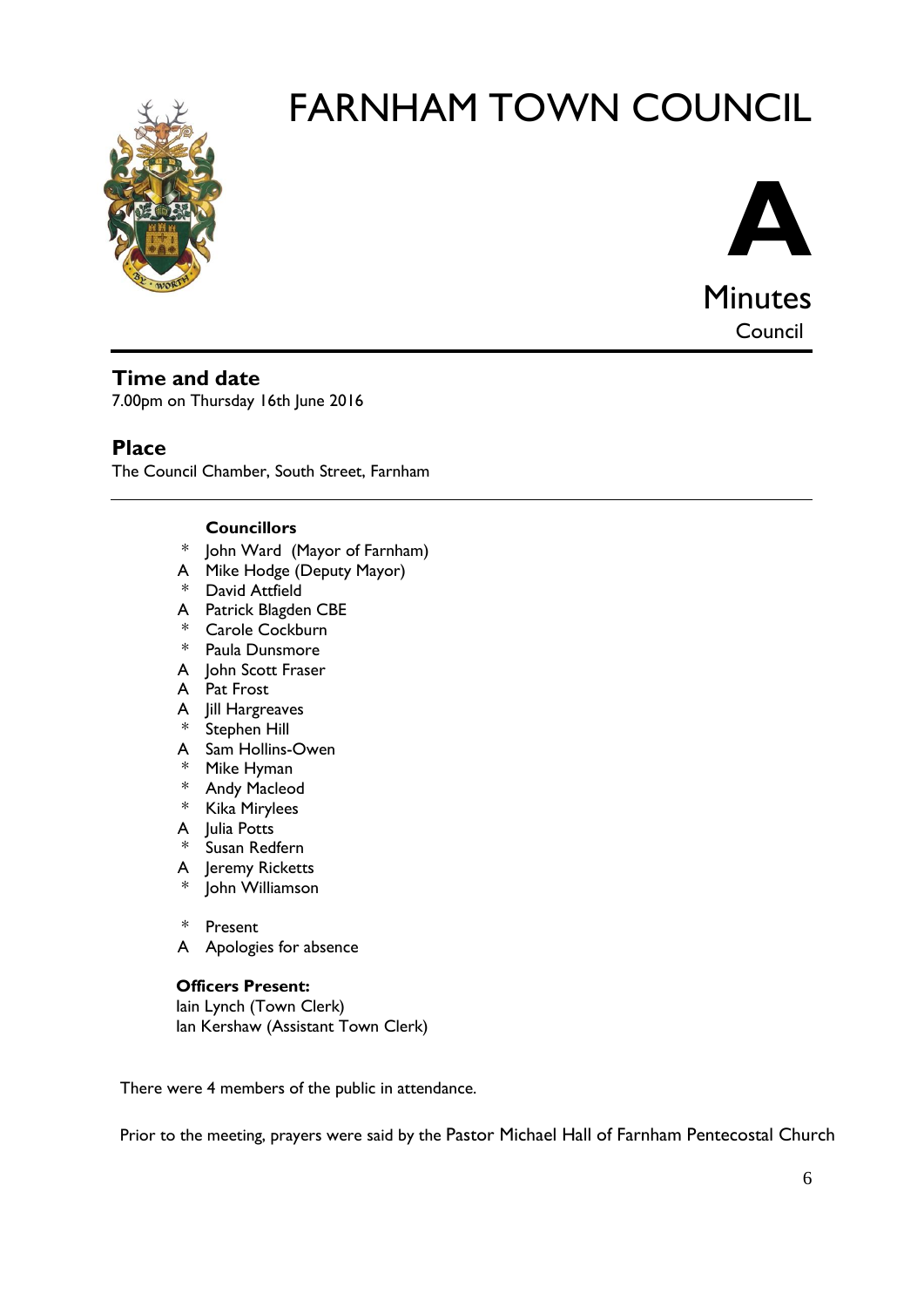# FARNHAM TOWN COUNCIL

**A**

Minutes

Council

## Time and date

7.00pm on Thursday 16th June 2016

## Place

The Council Chamber, South Street, Farnham

**Councillors**

- \* John Ward (Mayor of Farnham)
- A Mike Hodge (Deputy Mayor)
- \* David Attfield
- A Patrick Blagden CBE
- \* Carole Cockburn
- \* Paula Dunsmore
- A John Scott Fraser
- A Pat Frost
- A Jill Hargreaves
- \* Stephen Hill
- A Sam Hollins-Owen
- \* Mike Hyman
- \* Andy Macleod
- \* Kika Mirylees
- A Julia Potts
- \* Susan Redfern
- A Jeremy Ricketts
- \* John Williamson

\* Present
A Apologies for absence

**Officers Present:**

Iain Lynch (Town Clerk)
Ian Kershaw (Assistant Town Clerk)

There were 4 members of the public in attendance.

Prior to the meeting, prayers were said by the Pastor Michael Hall of Farnham Pentecostal Church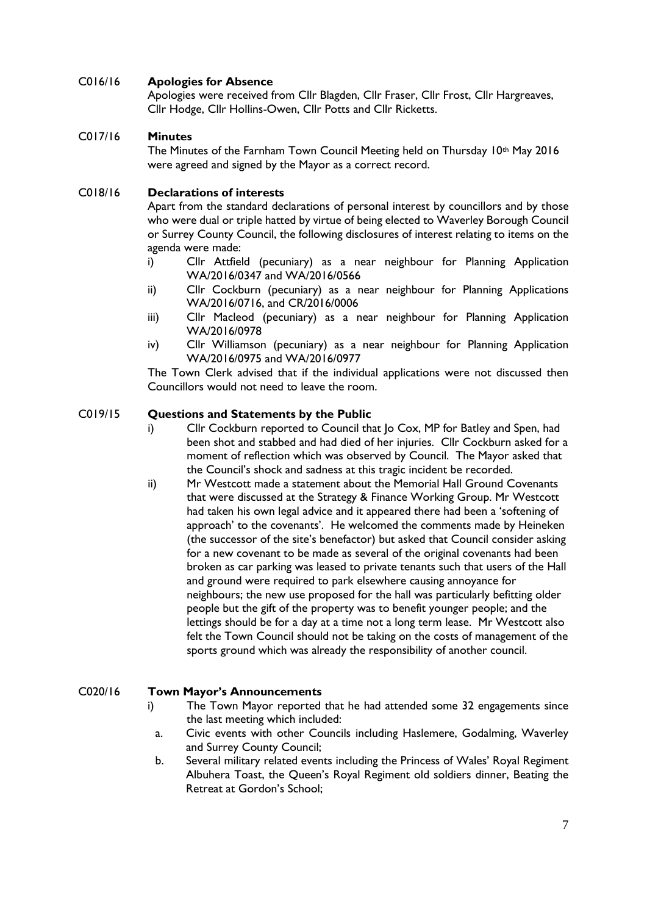**C016/16 Apologies for Absence**

Apologies were received from Cllr Blagden, Cllr Fraser, Cllr Frost, Cllr Hargreaves, Cllr Hodge, Cllr Hollins-Owen, Cllr Potts and Cllr Ricketts.

**C017/16 Minutes**

The Minutes of the Farnham Town Council Meeting held on Thursday 10th May 2016 were agreed and signed by the Mayor as a correct record.

**C018/16 Declarations of interests**

Apart from the standard declarations of personal interest by councillors and by those who were dual or triple hatted by virtue of being elected to Waverley Borough Council or Surrey County Council, the following disclosures of interest relating to items on the agenda were made:

i) Cllr Attfield (pecuniary) as a near neighbour for Planning Application WA/2016/0347 and WA/2016/0566

ii) Cllr Cockburn (pecuniary) as a near neighbour for Planning Applications WA/2016/0716, and CR/2016/0006

iii) Cllr Macleod (pecuniary) as a near neighbour for Planning Application WA/2016/0978

iv) Cllr Williamson (pecuniary) as a near neighbour for Planning Application WA/2016/0975 and WA/2016/0977

The Town Clerk advised that if the individual applications were not discussed then Councillors would not need to leave the room.

**C019/15 Questions and Statements by the Public**

i) Cllr Cockburn reported to Council that Jo Cox, MP for Batley and Spen, had been shot and stabbed and had died of her injuries. Cllr Cockburn asked for a moment of reflection which was observed by Council. The Mayor asked that the Council's shock and sadness at this tragic incident be recorded.

ii) Mr Westcott made a statement about the Memorial Hall Ground Covenants that were discussed at the Strategy & Finance Working Group. Mr Westcott had taken his own legal advice and it appeared there had been a 'softening of approach' to the covenants'. He welcomed the comments made by Heineken (the successor of the site's benefactor) but asked that Council consider asking for a new covenant to be made as several of the original covenants had been broken as car parking was leased to private tenants such that users of the Hall and ground were required to park elsewhere causing annoyance for neighbours; the new use proposed for the hall was particularly befitting older people but the gift of the property was to benefit younger people; and the lettings should be for a day at a time not a long term lease. Mr Westcott also felt the Town Council should not be taking on the costs of management of the sports ground which was already the responsibility of another council.

**C020/16 Town Mayor's Announcements**

i) The Town Mayor reported that he had attended some 32 engagements since the last meeting which included:

a. Civic events with other Councils including Haslemere, Godalming, Waverley and Surrey County Council;

b. Several military related events including the Princess of Wales' Royal Regiment Albuhera Toast, the Queen's Royal Regiment old soldiers dinner, Beating the Retreat at Gordon's School;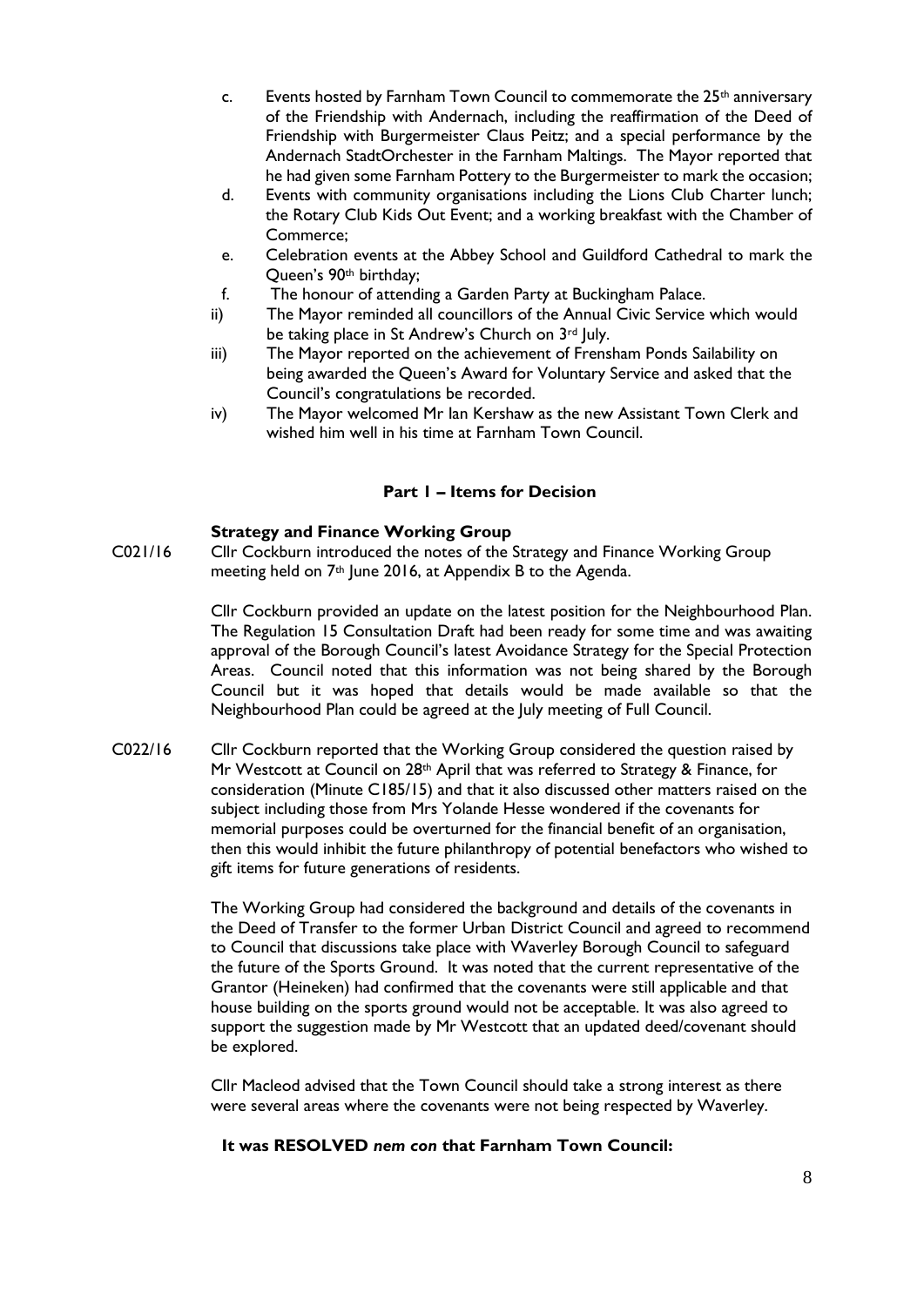c. Events hosted by Farnham Town Council to commemorate the 25th anniversary of the Friendship with Andernach, including the reaffirmation of the Deed of Friendship with Burgermeister Claus Peitz; and a special performance by the Andernach StadtOrchester in the Farnham Maltings. The Mayor reported that he had given some Farnham Pottery to the Burgermeister to mark the occasion;
d. Events with community organisations including the Lions Club Charter lunch; the Rotary Club Kids Out Event; and a working breakfast with the Chamber of Commerce;
e. Celebration events at the Abbey School and Guildford Cathedral to mark the Queen's 90th birthday;
f. The honour of attending a Garden Party at Buckingham Palace.

ii) The Mayor reminded all councillors of the Annual Civic Service which would be taking place in St Andrew's Church on 3rd July.

iii) The Mayor reported on the achievement of Frensham Ponds Sailability on being awarded the Queen's Award for Voluntary Service and asked that the Council's congratulations be recorded.

iv) The Mayor welcomed Mr Ian Kershaw as the new Assistant Town Clerk and wished him well in his time at Farnham Town Council.

## Part 1 – Items for Decision

**Strategy and Finance Working Group**

C021/16 Cllr Cockburn introduced the notes of the Strategy and Finance Working Group meeting held on 7th June 2016, at Appendix B to the Agenda.

Cllr Cockburn provided an update on the latest position for the Neighbourhood Plan. The Regulation 15 Consultation Draft had been ready for some time and was awaiting approval of the Borough Council's latest Avoidance Strategy for the Special Protection Areas. Council noted that this information was not being shared by the Borough Council but it was hoped that details would be made available so that the Neighbourhood Plan could be agreed at the July meeting of Full Council.

C022/16 Cllr Cockburn reported that the Working Group considered the question raised by Mr Westcott at Council on 28th April that was referred to Strategy & Finance, for consideration (Minute C185/15) and that it also discussed other matters raised on the subject including those from Mrs Yolande Hesse wondered if the covenants for memorial purposes could be overturned for the financial benefit of an organisation, then this would inhibit the future philanthropy of potential benefactors who wished to gift items for future generations of residents.

The Working Group had considered the background and details of the covenants in the Deed of Transfer to the former Urban District Council and agreed to recommend to Council that discussions take place with Waverley Borough Council to safeguard the future of the Sports Ground. It was noted that the current representative of the Grantor (Heineken) had confirmed that the covenants were still applicable and that house building on the sports ground would not be acceptable. It was also agreed to support the suggestion made by Mr Westcott that an updated deed/covenant should be explored.

Cllr Macleod advised that the Town Council should take a strong interest as there were several areas where the covenants were not being respected by Waverley.

**It was RESOLVED *nem con* that Farnham Town Council:**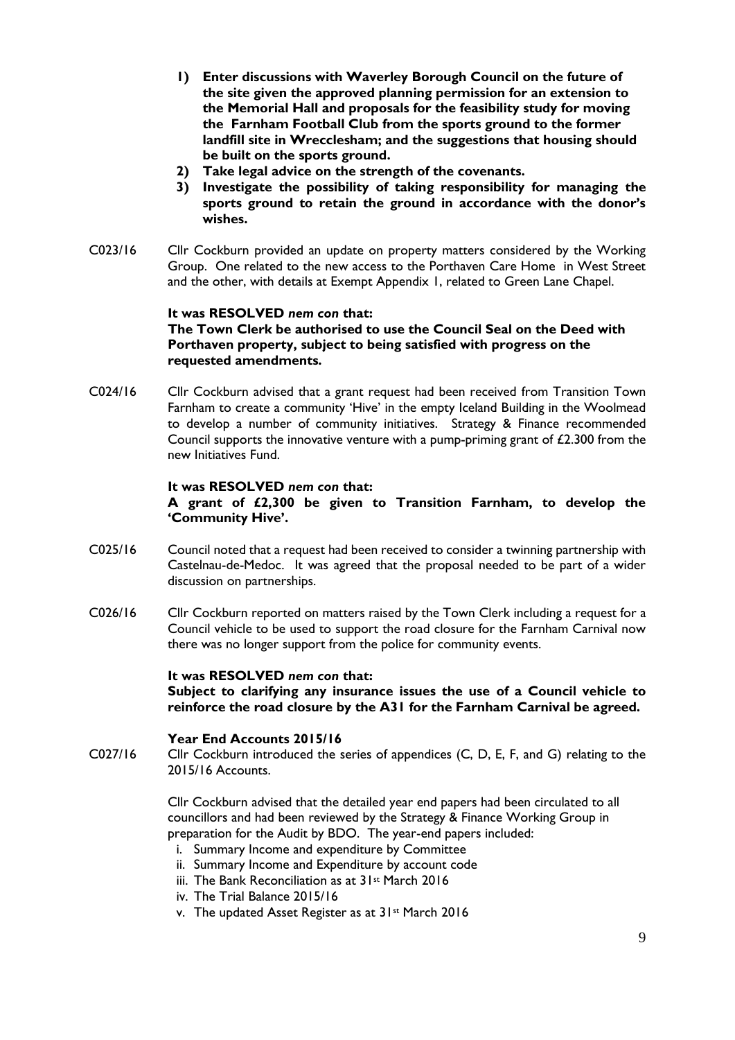1) **Enter discussions with Waverley Borough Council on the future of the site given the approved planning permission for an extension to the Memorial Hall and proposals for the feasibility study for moving the Farnham Football Club from the sports ground to the former landfill site in Wrecclesham; and the suggestions that housing should be built on the sports ground.**
2) **Take legal advice on the strength of the covenants.**
3) **Investigate the possibility of taking responsibility for managing the sports ground to retain the ground in accordance with the donor's wishes.**

C023/16 Cllr Cockburn provided an update on property matters considered by the Working Group. One related to the new access to the Porthaven Care Home in West Street and the other, with details at Exempt Appendix 1, related to Green Lane Chapel.

**It was RESOLVED *nem con* that:**
**The Town Clerk be authorised to use the Council Seal on the Deed with Porthaven property, subject to being satisfied with progress on the requested amendments.**

C024/16 Cllr Cockburn advised that a grant request had been received from Transition Town Farnham to create a community 'Hive' in the empty Iceland Building in the Woolmead to develop a number of community initiatives. Strategy & Finance recommended Council supports the innovative venture with a pump-priming grant of £2.300 from the new Initiatives Fund.

**It was RESOLVED *nem con* that:**
**A grant of £2,300 be given to Transition Farnham, to develop the 'Community Hive'.**

C025/16 Council noted that a request had been received to consider a twinning partnership with Castelnau-de-Medoc. It was agreed that the proposal needed to be part of a wider discussion on partnerships.

C026/16 Cllr Cockburn reported on matters raised by the Town Clerk including a request for a Council vehicle to be used to support the road closure for the Farnham Carnival now there was no longer support from the police for community events.

**It was RESOLVED *nem con* that:**
**Subject to clarifying any insurance issues the use of a Council vehicle to reinforce the road closure by the A31 for the Farnham Carnival be agreed.**

**Year End Accounts 2015/16**

C027/16 Cllr Cockburn introduced the series of appendices (C, D, E, F, and G) relating to the 2015/16 Accounts.

Cllr Cockburn advised that the detailed year end papers had been circulated to all councillors and had been reviewed by the Strategy & Finance Working Group in preparation for the Audit by BDO. The year-end papers included:

i. Summary Income and expenditure by Committee
ii. Summary Income and Expenditure by account code
iii. The Bank Reconciliation as at 31st March 2016
iv. The Trial Balance 2015/16
v. The updated Asset Register as at 31st March 2016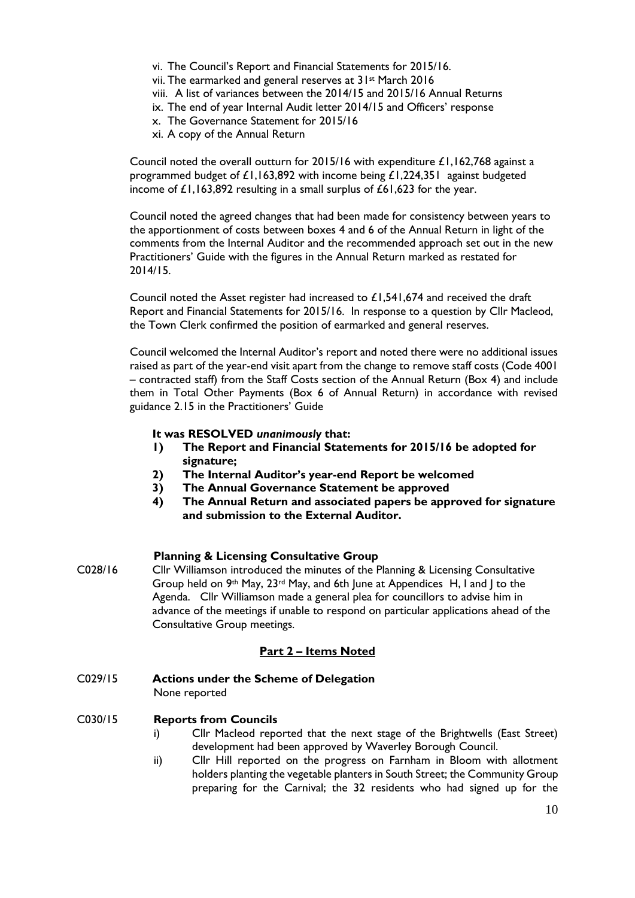vi. The Council's Report and Financial Statements for 2015/16.
vii. The earmarked and general reserves at 31st March 2016
viii. A list of variances between the 2014/15 and 2015/16 Annual Returns
ix. The end of year Internal Audit letter 2014/15 and Officers' response
x. The Governance Statement for 2015/16
xi. A copy of the Annual Return

Council noted the overall outturn for 2015/16 with expenditure £1,162,768 against a programmed budget of £1,163,892 with income being £1,224,351 against budgeted income of £1,163,892 resulting in a small surplus of £61,623 for the year.

Council noted the agreed changes that had been made for consistency between years to the apportionment of costs between boxes 4 and 6 of the Annual Return in light of the comments from the Internal Auditor and the recommended approach set out in the new Practitioners' Guide with the figures in the Annual Return marked as restated for 2014/15.

Council noted the Asset register had increased to £1,541,674 and received the draft Report and Financial Statements for 2015/16. In response to a question by Cllr Macleod, the Town Clerk confirmed the position of earmarked and general reserves.

Council welcomed the Internal Auditor's report and noted there were no additional issues raised as part of the year-end visit apart from the change to remove staff costs (Code 4001 – contracted staff) from the Staff Costs section of the Annual Return (Box 4) and include them in Total Other Payments (Box 6 of Annual Return) in accordance with revised guidance 2.15 in the Practitioners' Guide

**It was RESOLVED *unanimously* that:**

1) **The Report and Financial Statements for 2015/16 be adopted for signature;**
2) **The Internal Auditor's year-end Report be welcomed**
3) **The Annual Governance Statement be approved**
4) **The Annual Return and associated papers be approved for signature and submission to the External Auditor.**

**Planning & Licensing Consultative Group**

C028/16 Cllr Williamson introduced the minutes of the Planning & Licensing Consultative Group held on 9th May, 23rd May, and 6th June at Appendices H, I and J to the Agenda. Cllr Williamson made a general plea for councillors to advise him in advance of the meetings if unable to respond on particular applications ahead of the Consultative Group meetings.

## Part 2 – Items Noted

C029/15 **Actions under the Scheme of Delegation**
None reported

C030/15 **Reports from Councils**

i) Cllr Macleod reported that the next stage of the Brightwells (East Street) development had been approved by Waverley Borough Council.
ii) Cllr Hill reported on the progress on Farnham in Bloom with allotment holders planting the vegetable planters in South Street; the Community Group preparing for the Carnival; the 32 residents who had signed up for the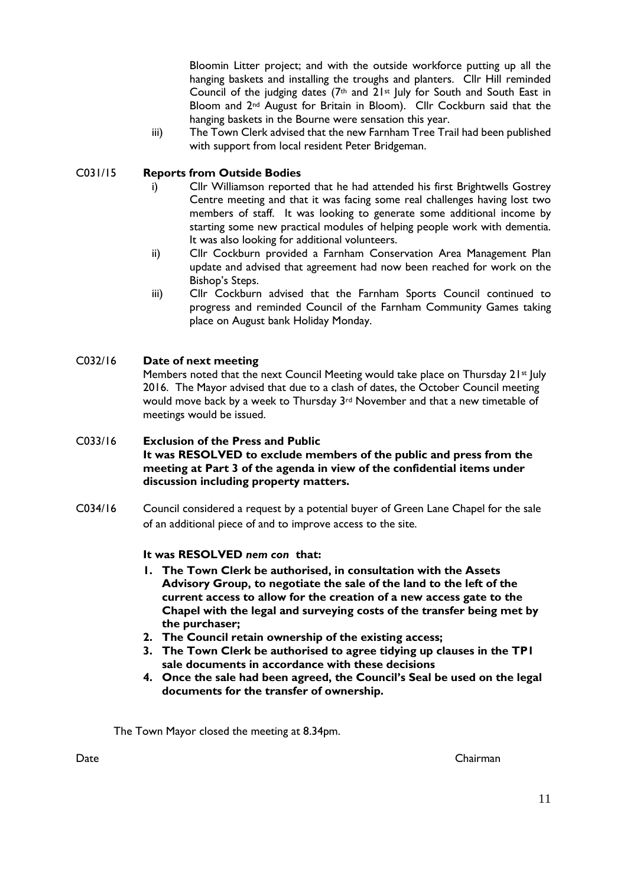Bloomin Litter project; and with the outside workforce putting up all the hanging baskets and installing the troughs and planters. Cllr Hill reminded Council of the judging dates (7th and 21st July for South and South East in Bloom and 2nd August for Britain in Bloom). Cllr Cockburn said that the hanging baskets in the Bourne were sensation this year.

iii) The Town Clerk advised that the new Farnham Tree Trail had been published with support from local resident Peter Bridgeman.

C031/15 **Reports from Outside Bodies**

i) Cllr Williamson reported that he had attended his first Brightwells Gostrey Centre meeting and that it was facing some real challenges having lost two members of staff. It was looking to generate some additional income by starting some new practical modules of helping people work with dementia. It was also looking for additional volunteers.

ii) Cllr Cockburn provided a Farnham Conservation Area Management Plan update and advised that agreement had now been reached for work on the Bishop's Steps.

iii) Cllr Cockburn advised that the Farnham Sports Council continued to progress and reminded Council of the Farnham Community Games taking place on August bank Holiday Monday.

C032/16 **Date of next meeting**

Members noted that the next Council Meeting would take place on Thursday 21st July 2016. The Mayor advised that due to a clash of dates, the October Council meeting would move back by a week to Thursday 3rd November and that a new timetable of meetings would be issued.

C033/16 **Exclusion of the Press and Public**

**It was RESOLVED to exclude members of the public and press from the meeting at Part 3 of the agenda in view of the confidential items under discussion including property matters.**

C034/16 Council considered a request by a potential buyer of Green Lane Chapel for the sale of an additional piece of and to improve access to the site.

**It was RESOLVED *nem con* that:**

1. **The Town Clerk be authorised, in consultation with the Assets Advisory Group, to negotiate the sale of the land to the left of the current access to allow for the creation of a new access gate to the Chapel with the legal and surveying costs of the transfer being met by the purchaser;**
2. **The Council retain ownership of the existing access;**
3. **The Town Clerk be authorised to agree tidying up clauses in the TP1 sale documents in accordance with these decisions**
4. **Once the sale had been agreed, the Council's Seal be used on the legal documents for the transfer of ownership.**

The Town Mayor closed the meeting at 8.34pm.

Date Chairman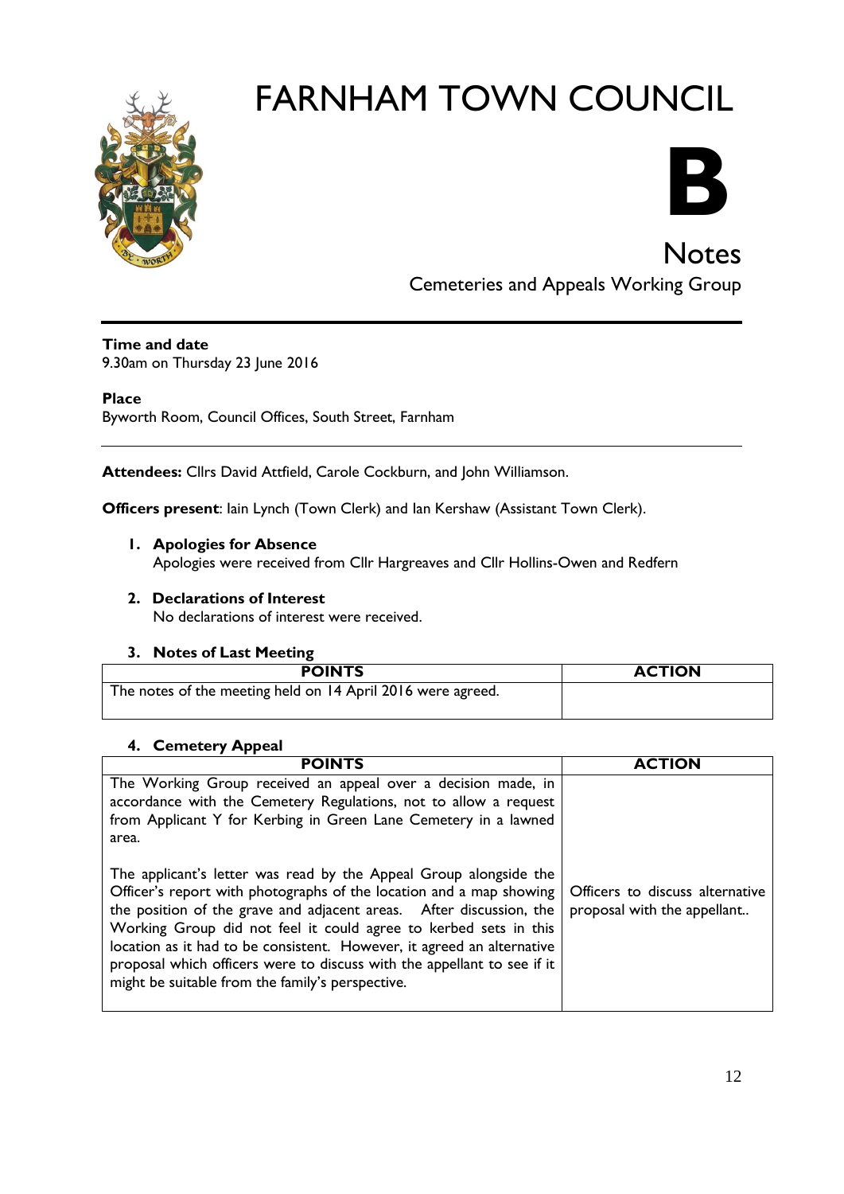# FARNHAM TOWN COUNCIL

**B**

## Notes

Cemeteries and Appeals Working Group

---

**Time and date**
9.30am on Thursday 23 June 2016

**Place**
Byworth Room, Council Offices, South Street, Farnham

---

**Attendees:** Cllrs David Attfield, Carole Cockburn, and John Williamson.

**Officers present**: Iain Lynch (Town Clerk) and Ian Kershaw (Assistant Town Clerk).

1. **Apologies for Absence**
   Apologies were received from Cllr Hargreaves and Cllr Hollins-Owen and Redfern

2. **Declarations of Interest**
   No declarations of interest were received.

3. **Notes of Last Meeting**

| POINTS | ACTION |
|---|---|
| The notes of the meeting held on 14 April 2016 were agreed. | |

4. **Cemetery Appeal**

| POINTS | ACTION |
|---|---|
| The Working Group received an appeal over a decision made, in accordance with the Cemetery Regulations, not to allow a request from Applicant Y for Kerbing in Green Lane Cemetery in a lawned area.<br><br>The applicant's letter was read by the Appeal Group alongside the Officer's report with photographs of the location and a map showing the position of the grave and adjacent areas. After discussion, the Working Group did not feel it could agree to kerbed sets in this location as it had to be consistent. However, it agreed an alternative proposal which officers were to discuss with the appellant to see if it might be suitable from the family's perspective. | Officers to discuss alternative proposal with the appellant.. |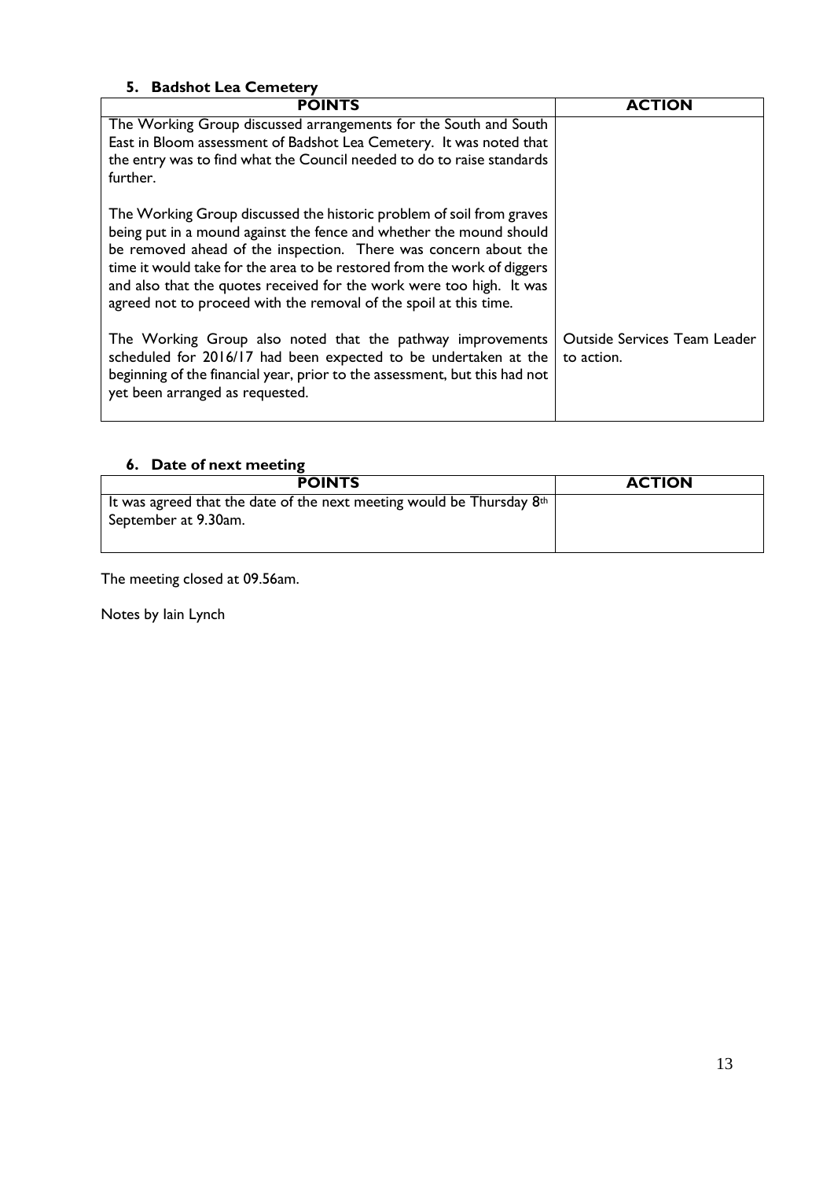### 5. Badshot Lea Cemetery

| POINTS | ACTION |
|---|---|
| The Working Group discussed arrangements for the South and South East in Bloom assessment of Badshot Lea Cemetery. It was noted that the entry was to find what the Council needed to do to raise standards further.<br><br>The Working Group discussed the historic problem of soil from graves being put in a mound against the fence and whether the mound should be removed ahead of the inspection. There was concern about the time it would take for the area to be restored from the work of diggers and also that the quotes received for the work were too high. It was agreed not to proceed with the removal of the spoil at this time.<br><br>The Working Group also noted that the pathway improvements scheduled for 2016/17 had been expected to be undertaken at the beginning of the financial year, prior to the assessment, but this had not yet been arranged as requested. | <br><br><br><br><br><br><br><br><br>Outside Services Team Leader to action. |

### 6. Date of next meeting

| POINTS | ACTION |
|---|---|
| It was agreed that the date of the next meeting would be Thursday 8th September at 9.30am. | |

The meeting closed at 09.56am.

Notes by Iain Lynch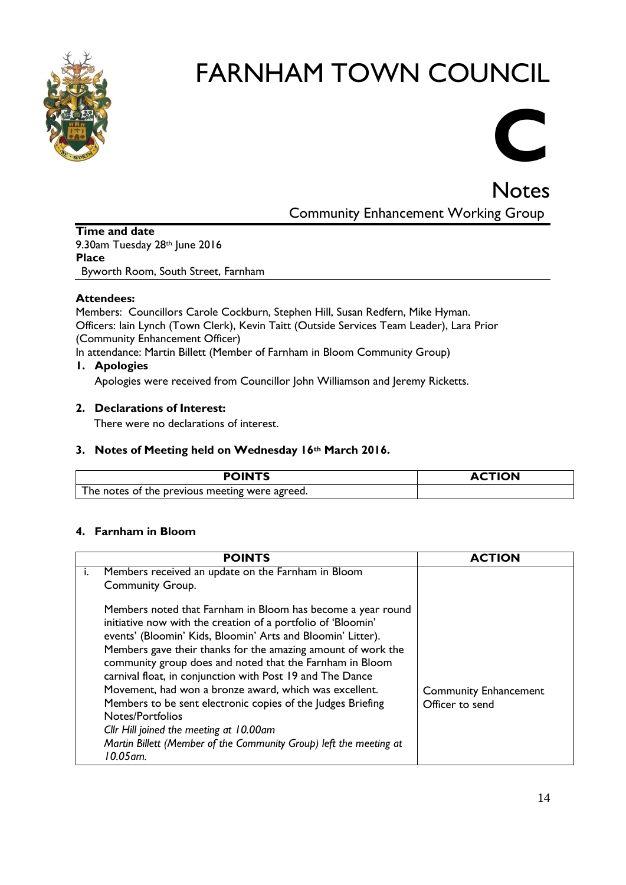# FARNHAM TOWN COUNCIL

# C

## Notes

### Community Enhancement Working Group

**Time and date**
9.30am Tuesday 28th June 2016
**Place**
Byworth Room, South Street, Farnham

**Attendees:**
Members: Councillors Carole Cockburn, Stephen Hill, Susan Redfern, Mike Hyman.
Officers: Iain Lynch (Town Clerk), Kevin Taitt (Outside Services Team Leader), Lara Prior (Community Enhancement Officer)
In attendance: Martin Billett (Member of Farnham in Bloom Community Group)

**1. Apologies**

Apologies were received from Councillor John Williamson and Jeremy Ricketts.

**2. Declarations of Interest:**

There were no declarations of interest.

**3. Notes of Meeting held on Wednesday 16th March 2016.**

| POINTS | ACTION |
|---|---|
| The notes of the previous meeting were agreed. | |

**4. Farnham in Bloom**

| | POINTS | ACTION |
|---|---|---|
| i. | Members received an update on the Farnham in Bloom Community Group.<br><br>Members noted that Farnham in Bloom has become a year round initiative now with the creation of a portfolio of 'Bloomin' events' (Bloomin' Kids, Bloomin' Arts and Bloomin' Litter). Members gave their thanks for the amazing amount of work the community group does and noted that the Farnham in Bloom carnival float, in conjunction with Post 19 and The Dance Movement, had won a bronze award, which was excellent. Members to be sent electronic copies of the Judges Briefing Notes/Portfolios<br>*Cllr Hill joined the meeting at 10.00am*<br>*Martin Billett (Member of the Community Group) left the meeting at 10.05am.* | Community Enhancement Officer to send |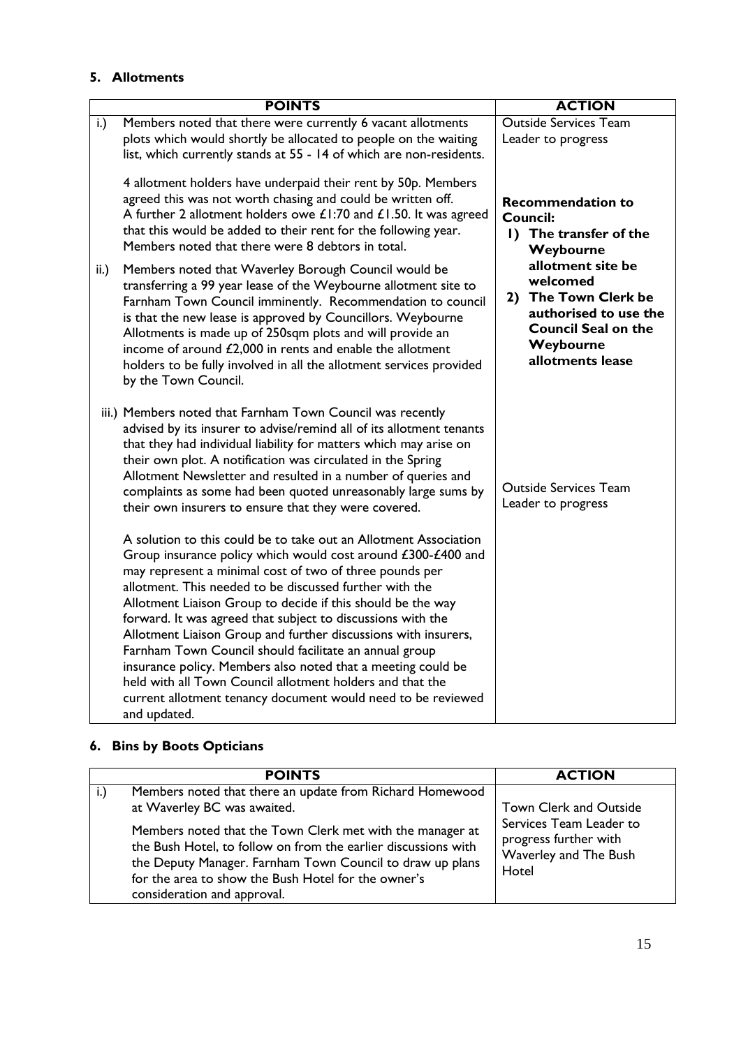## 5. Allotments

| | POINTS | ACTION |
|---|---|---|
| i.) | Members noted that there were currently 6 vacant allotments plots which would shortly be allocated to people on the waiting list, which currently stands at 55 - 14 of which are non-residents.<br><br>4 allotment holders have underpaid their rent by 50p. Members agreed this was not worth chasing and could be written off. A further 2 allotment holders owe £1:70 and £1.50. It was agreed that this would be added to their rent for the following year. Members noted that there were 8 debtors in total. | Outside Services Team Leader to progress |
| ii.) | Members noted that Waverley Borough Council would be transferring a 99 year lease of the Weybourne allotment site to Farnham Town Council imminently. Recommendation to council is that the new lease is approved by Councillors. Weybourne Allotments is made up of 250sqm plots and will provide an income of around £2,000 in rents and enable the allotment holders to be fully involved in all the allotment services provided by the Town Council. | **Recommendation to Council:**<br>**1) The transfer of the Weybourne allotment site be welcomed**<br>**2) The Town Clerk be authorised to use the Council Seal on the Weybourne allotments lease** |
| iii.) | Members noted that Farnham Town Council was recently advised by its insurer to advise/remind all of its allotment tenants that they had individual liability for matters which may arise on their own plot. A notification was circulated in the Spring Allotment Newsletter and resulted in a number of queries and complaints as some had been quoted unreasonably large sums by their own insurers to ensure that they were covered.<br><br>A solution to this could be to take out an Allotment Association Group insurance policy which would cost around £300-£400 and may represent a minimal cost of two of three pounds per allotment. This needed to be discussed further with the Allotment Liaison Group to decide if this should be the way forward. It was agreed that subject to discussions with the Allotment Liaison Group and further discussions with insurers, Farnham Town Council should facilitate an annual group insurance policy. Members also noted that a meeting could be held with all Town Council allotment holders and that the current allotment tenancy document would need to be reviewed and updated. | Outside Services Team Leader to progress |

## 6. Bins by Boots Opticians

| | POINTS | ACTION |
|---|---|---|
| i.) | Members noted that there an update from Richard Homewood at Waverley BC was awaited.<br><br>Members noted that the Town Clerk met with the manager at the Bush Hotel, to follow on from the earlier discussions with the Deputy Manager. Farnham Town Council to draw up plans for the area to show the Bush Hotel for the owner's consideration and approval. | Town Clerk and Outside Services Team Leader to progress further with Waverley and The Bush Hotel |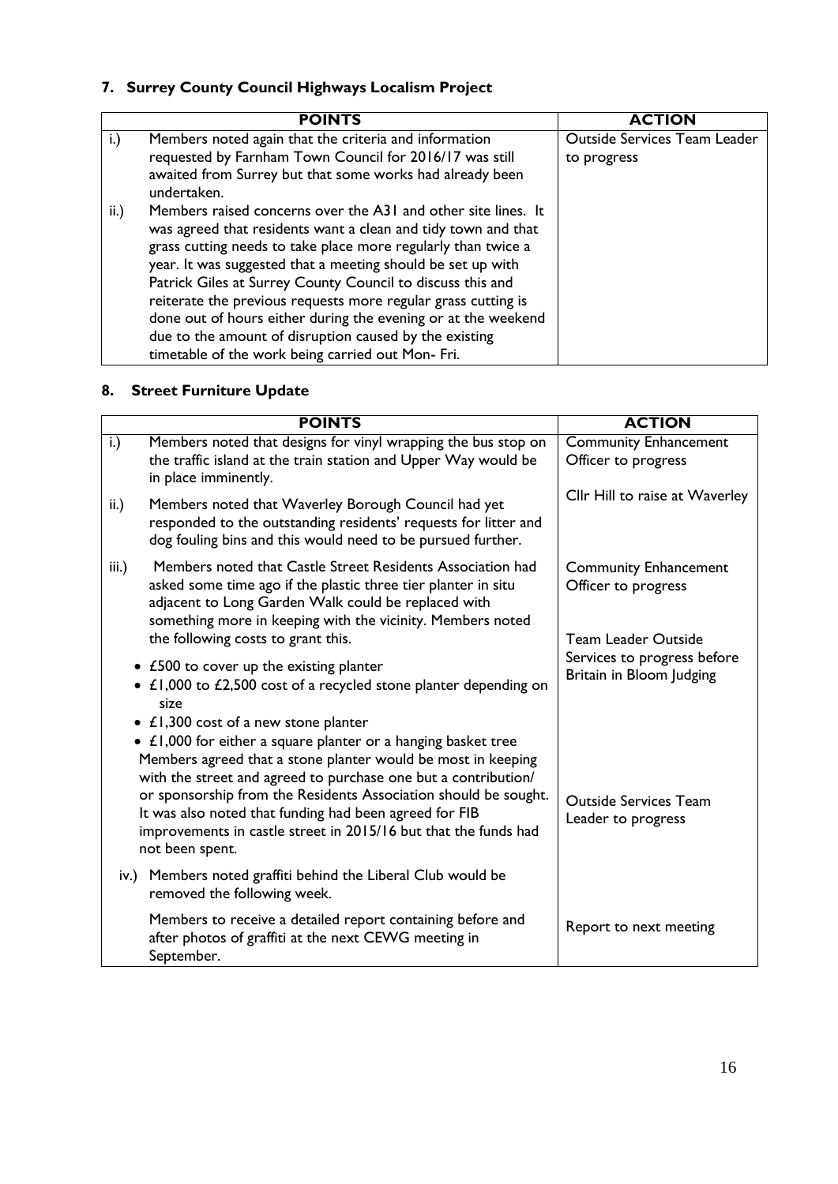## 7. Surrey County Council Highways Localism Project

| | POINTS | ACTION |
|---|---|---|
| i.) | Members noted again that the criteria and information requested by Farnham Town Council for 2016/17 was still awaited from Surrey but that some works had already been undertaken. | Outside Services Team Leader to progress |
| ii.) | Members raised concerns over the A31 and other site lines. It was agreed that residents want a clean and tidy town and that grass cutting needs to take place more regularly than twice a year. It was suggested that a meeting should be set up with Patrick Giles at Surrey County Council to discuss this and reiterate the previous requests more regular grass cutting is done out of hours either during the evening or at the weekend due to the amount of disruption caused by the existing timetable of the work being carried out Mon- Fri. | |

## 8. Street Furniture Update

| | POINTS | ACTION |
|---|---|---|
| i.) | Members noted that designs for vinyl wrapping the bus stop on the traffic island at the train station and Upper Way would be in place imminently. | Community Enhancement Officer to progress |
| ii.) | Members noted that Waverley Borough Council had yet responded to the outstanding residents' requests for litter and dog fouling bins and this would need to be pursued further. | Cllr Hill to raise at Waverley |
| iii.) | Members noted that Castle Street Residents Association had asked some time ago if the plastic three tier planter in situ adjacent to Long Garden Walk could be replaced with something more in keeping with the vicinity. Members noted the following costs to grant this.<br>• £500 to cover up the existing planter<br>• £1,000 to £2,500 cost of a recycled stone planter depending on size<br>• £1,300 cost of a new stone planter<br>• £1,000 for either a square planter or a hanging basket tree<br>Members agreed that a stone planter would be most in keeping with the street and agreed to purchase one but a contribution/ or sponsorship from the Residents Association should be sought. It was also noted that funding had been agreed for FIB improvements in castle street in 2015/16 but that the funds had not been spent. | Community Enhancement Officer to progress<br><br>Team Leader Outside Services to progress before Britain in Bloom Judging<br><br>Outside Services Team Leader to progress |
| iv.) | Members noted graffiti behind the Liberal Club would be removed the following week.<br><br>Members to receive a detailed report containing before and after photos of graffiti at the next CEWG meeting in September. | Report to next meeting |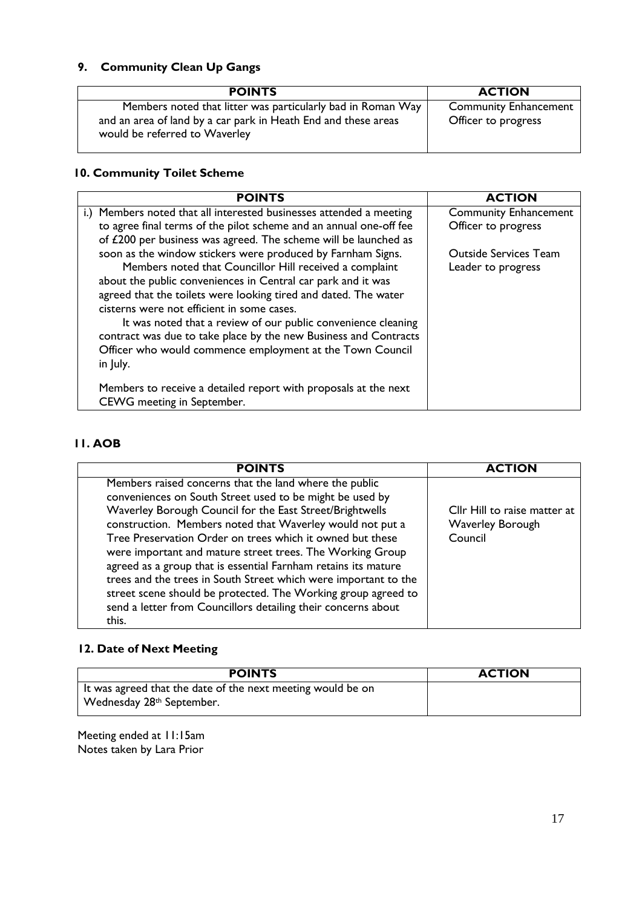## 9. Community Clean Up Gangs

| POINTS | ACTION |
|---|---|
| Members noted that litter was particularly bad in Roman Way and an area of land by a car park in Heath End and these areas would be referred to Waverley | Community Enhancement Officer to progress |

## 10. Community Toilet Scheme

| POINTS | ACTION |
|---|---|
| i.) Members noted that all interested businesses attended a meeting to agree final terms of the pilot scheme and an annual one-off fee of £200 per business was agreed. The scheme will be launched as soon as the window stickers were produced by Farnham Signs.<br>Members noted that Councillor Hill received a complaint about the public conveniences in Central car park and it was agreed that the toilets were looking tired and dated. The water cisterns were not efficient in some cases.<br>It was noted that a review of our public convenience cleaning contract was due to take place by the new Business and Contracts Officer who would commence employment at the Town Council in July.<br><br>Members to receive a detailed report with proposals at the next CEWG meeting in September. | Community Enhancement Officer to progress<br><br>Outside Services Team Leader to progress |

## 11. AOB

| POINTS | ACTION |
|---|---|
| Members raised concerns that the land where the public conveniences on South Street used to be might be used by Waverley Borough Council for the East Street/Brightwells construction. Members noted that Waverley would not put a Tree Preservation Order on trees which it owned but these were important and mature street trees. The Working Group agreed as a group that is essential Farnham retains its mature trees and the trees in South Street which were important to the street scene should be protected. The Working group agreed to send a letter from Councillors detailing their concerns about this. | Cllr Hill to raise matter at Waverley Borough Council |

## 12. Date of Next Meeting

| POINTS | ACTION |
|---|---|
| It was agreed that the date of the next meeting would be on Wednesday 28th September. | |

Meeting ended at 11:15am
Notes taken by Lara Prior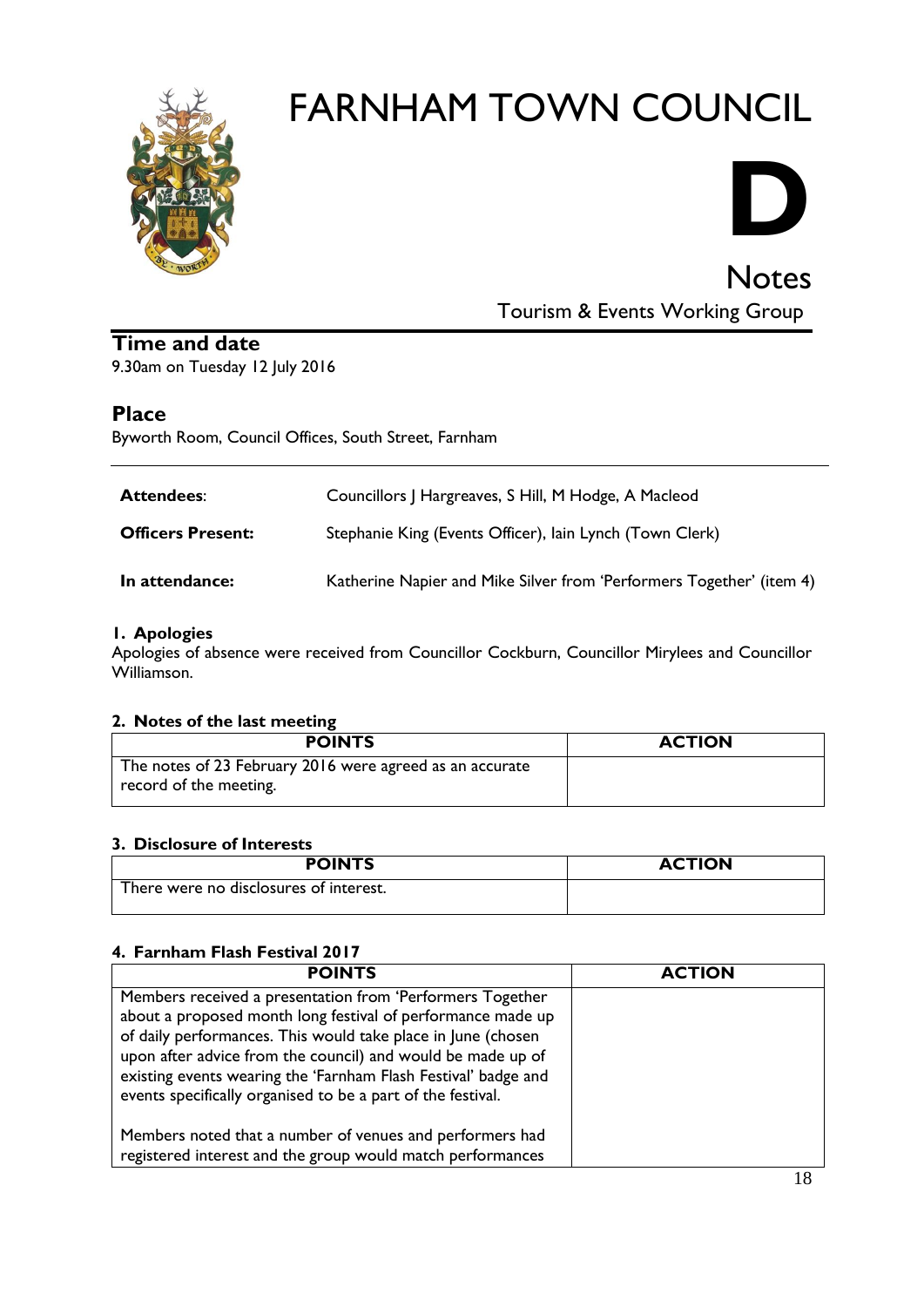# FARNHAM TOWN COUNCIL

**D**

## Notes

Tourism & Events Working Group

### Time and date

9.30am on Tuesday 12 July 2016

### Place

Byworth Room, Council Offices, South Street, Farnham

| | |
|---|---|
| **Attendees**: | Councillors J Hargreaves, S Hill, M Hodge, A Macleod |
| **Officers Present:** | Stephanie King (Events Officer), Iain Lynch (Town Clerk) |
| **In attendance:** | Katherine Napier and Mike Silver from 'Performers Together' (item 4) |

#### 1. Apologies

Apologies of absence were received from Councillor Cockburn, Councillor Mirylees and Councillor Williamson.

#### 2. Notes of the last meeting

| POINTS | ACTION |
|---|---|
| The notes of 23 February 2016 were agreed as an accurate record of the meeting. | |

#### 3. Disclosure of Interests

| POINTS | ACTION |
|---|---|
| There were no disclosures of interest. | |

#### 4. Farnham Flash Festival 2017

| POINTS | ACTION |
|---|---|
| Members received a presentation from 'Performers Together about a proposed month long festival of performance made up of daily performances. This would take place in June (chosen upon after advice from the council) and would be made up of existing events wearing the 'Farnham Flash Festival' badge and events specifically organised to be a part of the festival.<br><br>Members noted that a number of venues and performers had registered interest and the group would match performances | |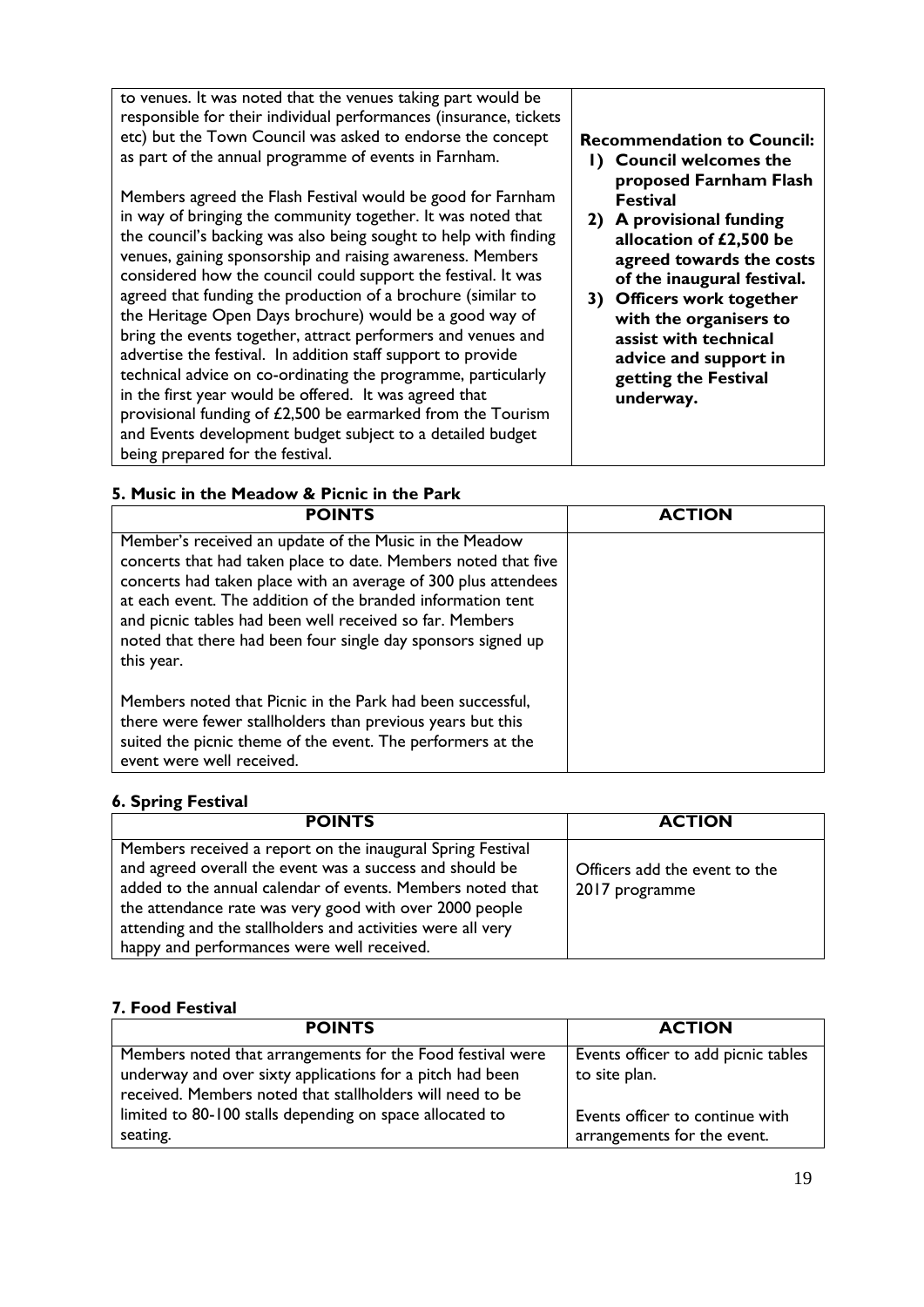| | |
|---|---|
| to venues. It was noted that the venues taking part would be responsible for their individual performances (insurance, tickets etc) but the Town Council was asked to endorse the concept as part of the annual programme of events in Farnham.<br><br>Members agreed the Flash Festival would be good for Farnham in way of bringing the community together. It was noted that the council's backing was also being sought to help with finding venues, gaining sponsorship and raising awareness. Members considered how the council could support the festival. It was agreed that funding the production of a brochure (similar to the Heritage Open Days brochure) would be a good way of bring the events together, attract performers and venues and advertise the festival. In addition staff support to provide technical advice on co-ordinating the programme, particularly in the first year would be offered. It was agreed that provisional funding of £2,500 be earmarked from the Tourism and Events development budget subject to a detailed budget being prepared for the festival. | **Recommendation to Council:**<br>**1) Council welcomes the proposed Farnham Flash Festival**<br>**2) A provisional funding allocation of £2,500 be agreed towards the costs of the inaugural festival.**<br>**3) Officers work together with the organisers to assist with technical advice and support in getting the Festival underway.** |

### 5. Music in the Meadow & Picnic in the Park

| POINTS | ACTION |
|---|---|
| Member's received an update of the Music in the Meadow concerts that had taken place to date. Members noted that five concerts had taken place with an average of 300 plus attendees at each event. The addition of the branded information tent and picnic tables had been well received so far. Members noted that there had been four single day sponsors signed up this year.<br><br>Members noted that Picnic in the Park had been successful, there were fewer stallholders than previous years but this suited the picnic theme of the event. The performers at the event were well received. | |

### 6. Spring Festival

| POINTS | ACTION |
|---|---|
| Members received a report on the inaugural Spring Festival and agreed overall the event was a success and should be added to the annual calendar of events. Members noted that the attendance rate was very good with over 2000 people attending and the stallholders and activities were all very happy and performances were well received. | Officers add the event to the 2017 programme |

### 7. Food Festival

| POINTS | ACTION |
|---|---|
| Members noted that arrangements for the Food festival were underway and over sixty applications for a pitch had been received. Members noted that stallholders will need to be limited to 80-100 stalls depending on space allocated to seating. | Events officer to add picnic tables to site plan.<br><br>Events officer to continue with arrangements for the event. |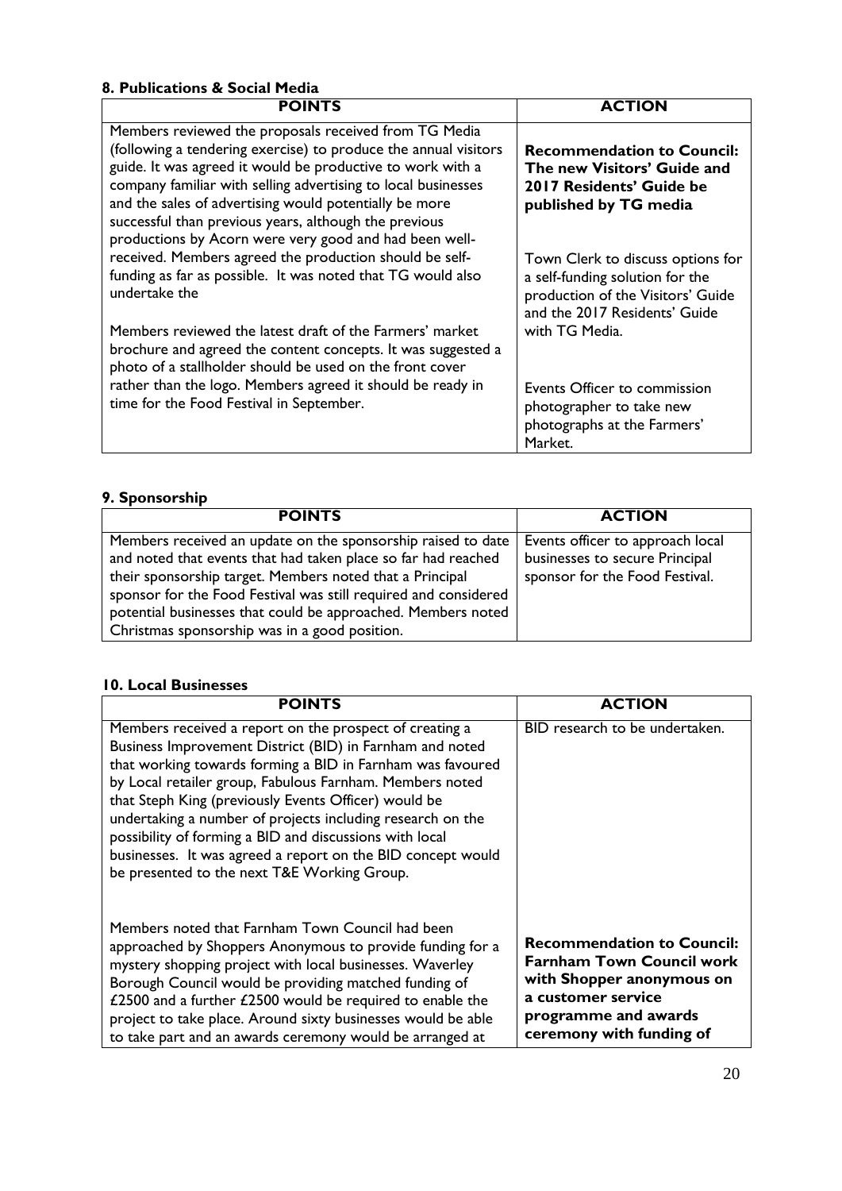**8. Publications & Social Media**

| POINTS | ACTION |
| --- | --- |
| Members reviewed the proposals received from TG Media (following a tendering exercise) to produce the annual visitors guide. It was agreed it would be productive to work with a company familiar with selling advertising to local businesses and the sales of advertising would potentially be more successful than previous years, although the previous productions by Acorn were very good and had been well-received. Members agreed the production should be self-funding as far as possible. It was noted that TG would also undertake the | **Recommendation to Council: The new Visitors' Guide and 2017 Residents' Guide be published by TG media**<br><br>Town Clerk to discuss options for a self-funding solution for the production of the Visitors' Guide and the 2017 Residents' Guide with TG Media. |
| Members reviewed the latest draft of the Farmers' market brochure and agreed the content concepts. It was suggested a photo of a stallholder should be used on the front cover rather than the logo. Members agreed it should be ready in time for the Food Festival in September. | Events Officer to commission photographer to take new photographs at the Farmers' Market. |

**9. Sponsorship**

| POINTS | ACTION |
| --- | --- |
| Members received an update on the sponsorship raised to date and noted that events that had taken place so far had reached their sponsorship target. Members noted that a Principal sponsor for the Food Festival was still required and considered potential businesses that could be approached. Members noted Christmas sponsorship was in a good position. | Events officer to approach local businesses to secure Principal sponsor for the Food Festival. |

**10. Local Businesses**

| POINTS | ACTION |
| --- | --- |
| Members received a report on the prospect of creating a Business Improvement District (BID) in Farnham and noted that working towards forming a BID in Farnham was favoured by Local retailer group, Fabulous Farnham. Members noted that Steph King (previously Events Officer) would be undertaking a number of projects including research on the possibility of forming a BID and discussions with local businesses. It was agreed a report on the BID concept would be presented to the next T&E Working Group. | BID research to be undertaken. |
| Members noted that Farnham Town Council had been approached by Shoppers Anonymous to provide funding for a mystery shopping project with local businesses. Waverley Borough Council would be providing matched funding of £2500 and a further £2500 would be required to enable the project to take place. Around sixty businesses would be able to take part and an awards ceremony would be arranged at | **Recommendation to Council: Farnham Town Council work with Shopper anonymous on a customer service programme and awards ceremony with funding of** |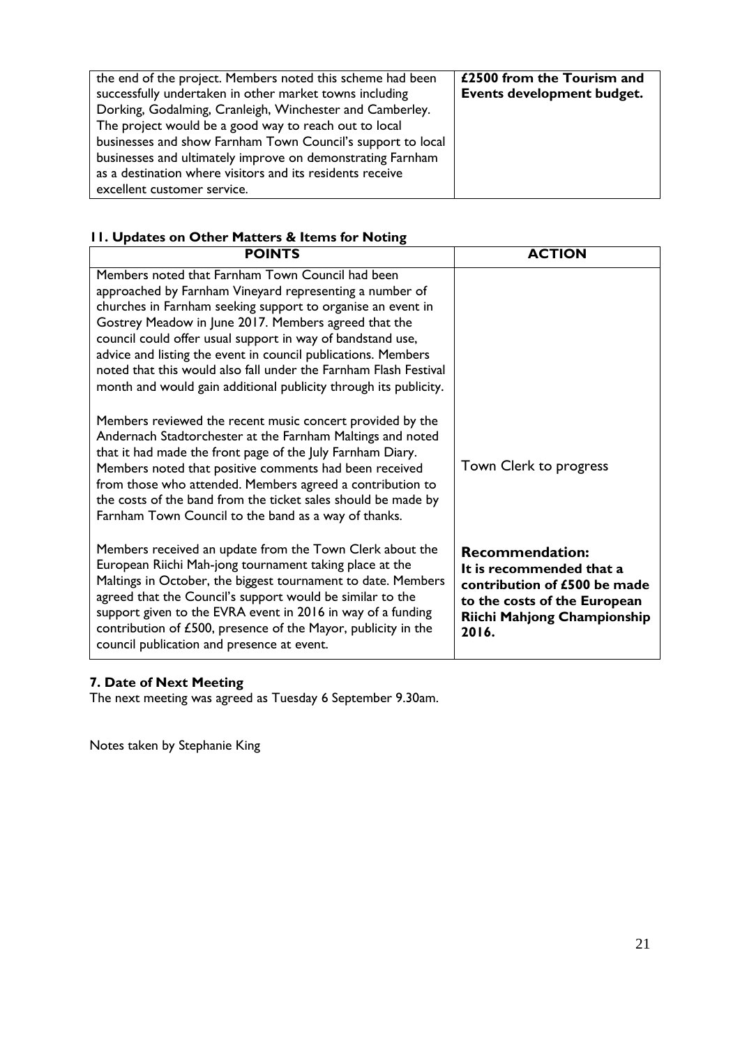| | |
|---|---|
| the end of the project. Members noted this scheme had been successfully undertaken in other market towns including Dorking, Godalming, Cranleigh, Winchester and Camberley. The project would be a good way to reach out to local businesses and show Farnham Town Council's support to local businesses and ultimately improve on demonstrating Farnham as a destination where visitors and its residents receive excellent customer service. | **£2500 from the Tourism and Events development budget.** |

## 11. Updates on Other Matters & Items for Noting

| POINTS | ACTION |
|---|---|
| Members noted that Farnham Town Council had been approached by Farnham Vineyard representing a number of churches in Farnham seeking support to organise an event in Gostrey Meadow in June 2017. Members agreed that the council could offer usual support in way of bandstand use, advice and listing the event in council publications. Members noted that this would also fall under the Farnham Flash Festival month and would gain additional publicity through its publicity.<br><br>Members reviewed the recent music concert provided by the Andernach Stadtorchester at the Farnham Maltings and noted that it had made the front page of the July Farnham Diary. Members noted that positive comments had been received from those who attended. Members agreed a contribution to the costs of the band from the ticket sales should be made by Farnham Town Council to the band as a way of thanks. | Town Clerk to progress |
| Members received an update from the Town Clerk about the European Riichi Mah-jong tournament taking place at the Maltings in October, the biggest tournament to date. Members agreed that the Council's support would be similar to the support given to the EVRA event in 2016 in way of a funding contribution of £500, presence of the Mayor, publicity in the council publication and presence at event. | **Recommendation:**<br>**It is recommended that a contribution of £500 be made to the costs of the European Riichi Mahjong Championship 2016.** |

## 7. Date of Next Meeting

The next meeting was agreed as Tuesday 6 September 9.30am.

Notes taken by Stephanie King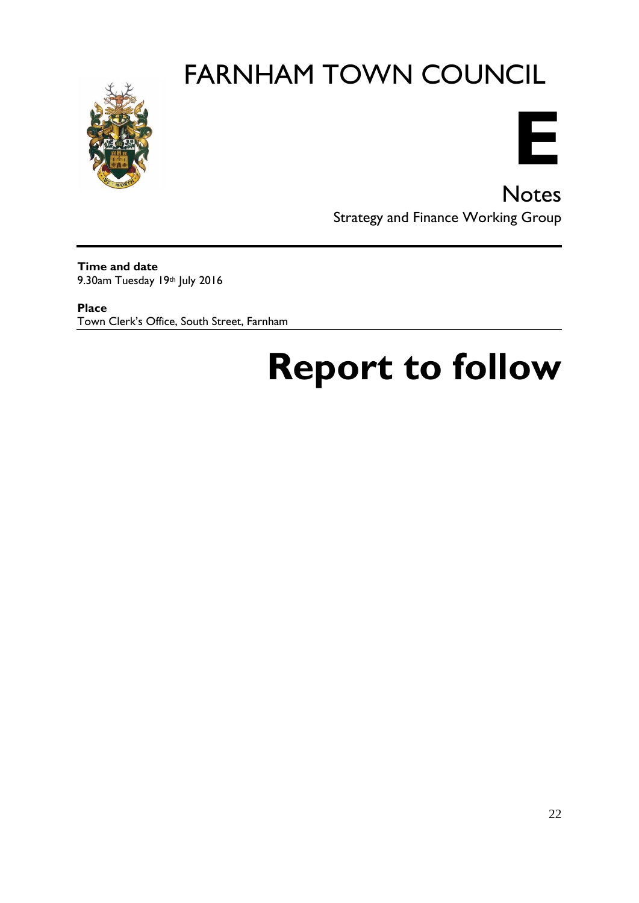# FARNHAM TOWN COUNCIL

**E**

## Notes

Strategy and Finance Working Group

---

**Time and date**
9.30am Tuesday 19th July 2016

**Place**
Town Clerk's Office, South Street, Farnham

# Report to follow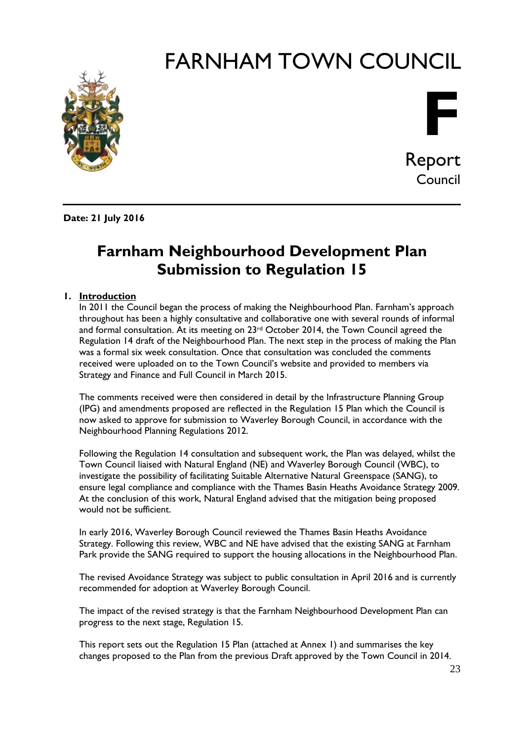# FARNHAM TOWN COUNCIL

**F**

Report
Council

**Date: 21 July 2016**

## Farnham Neighbourhood Development Plan Submission to Regulation 15

### 1. Introduction

In 2011 the Council began the process of making the Neighbourhood Plan. Farnham's approach throughout has been a highly consultative and collaborative one with several rounds of informal and formal consultation. At its meeting on 23rd October 2014, the Town Council agreed the Regulation 14 draft of the Neighbourhood Plan. The next step in the process of making the Plan was a formal six week consultation. Once that consultation was concluded the comments received were uploaded on to the Town Council's website and provided to members via Strategy and Finance and Full Council in March 2015.

The comments received were then considered in detail by the Infrastructure Planning Group (IPG) and amendments proposed are reflected in the Regulation 15 Plan which the Council is now asked to approve for submission to Waverley Borough Council, in accordance with the Neighbourhood Planning Regulations 2012.

Following the Regulation 14 consultation and subsequent work, the Plan was delayed, whilst the Town Council liaised with Natural England (NE) and Waverley Borough Council (WBC), to investigate the possibility of facilitating Suitable Alternative Natural Greenspace (SANG), to ensure legal compliance and compliance with the Thames Basin Heaths Avoidance Strategy 2009. At the conclusion of this work, Natural England advised that the mitigation being proposed would not be sufficient.

In early 2016, Waverley Borough Council reviewed the Thames Basin Heaths Avoidance Strategy. Following this review, WBC and NE have advised that the existing SANG at Farnham Park provide the SANG required to support the housing allocations in the Neighbourhood Plan.

The revised Avoidance Strategy was subject to public consultation in April 2016 and is currently recommended for adoption at Waverley Borough Council.

The impact of the revised strategy is that the Farnham Neighbourhood Development Plan can progress to the next stage, Regulation 15.

This report sets out the Regulation 15 Plan (attached at Annex 1) and summarises the key changes proposed to the Plan from the previous Draft approved by the Town Council in 2014.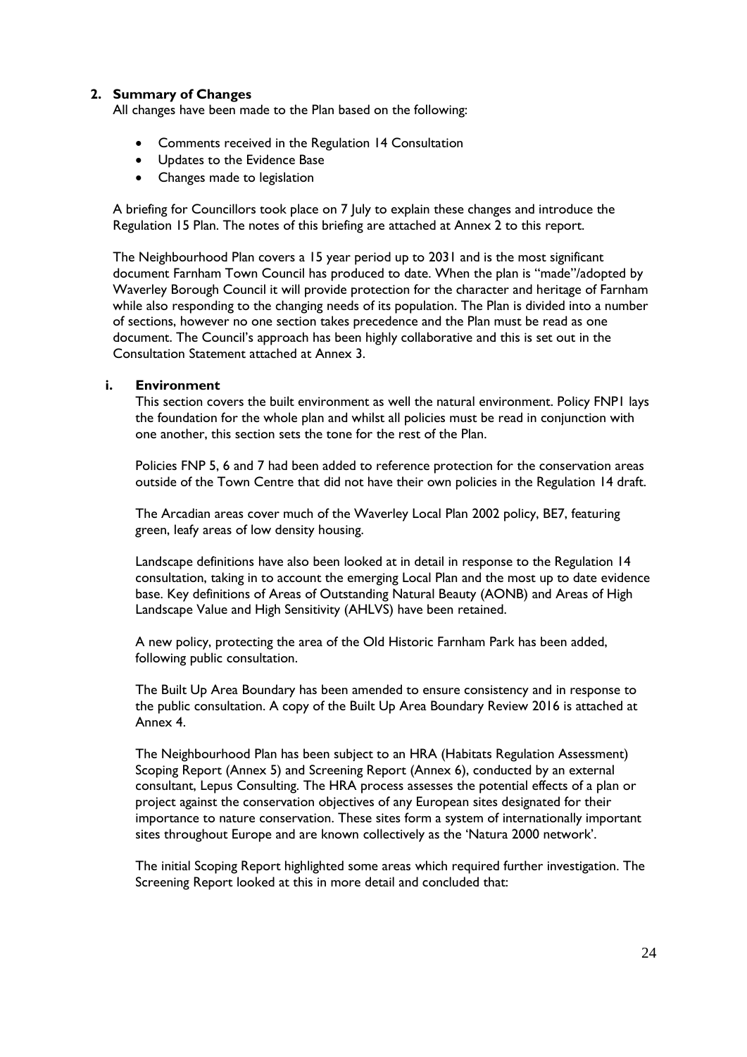## 2. Summary of Changes

All changes have been made to the Plan based on the following:

- Comments received in the Regulation 14 Consultation
- Updates to the Evidence Base
- Changes made to legislation

A briefing for Councillors took place on 7 July to explain these changes and introduce the Regulation 15 Plan. The notes of this briefing are attached at Annex 2 to this report.

The Neighbourhood Plan covers a 15 year period up to 2031 and is the most significant document Farnham Town Council has produced to date. When the plan is "made"/adopted by Waverley Borough Council it will provide protection for the character and heritage of Farnham while also responding to the changing needs of its population. The Plan is divided into a number of sections, however no one section takes precedence and the Plan must be read as one document. The Council's approach has been highly collaborative and this is set out in the Consultation Statement attached at Annex 3.

### i. Environment

This section covers the built environment as well the natural environment. Policy FNP1 lays the foundation for the whole plan and whilst all policies must be read in conjunction with one another, this section sets the tone for the rest of the Plan.

Policies FNP 5, 6 and 7 had been added to reference protection for the conservation areas outside of the Town Centre that did not have their own policies in the Regulation 14 draft.

The Arcadian areas cover much of the Waverley Local Plan 2002 policy, BE7, featuring green, leafy areas of low density housing.

Landscape definitions have also been looked at in detail in response to the Regulation 14 consultation, taking in to account the emerging Local Plan and the most up to date evidence base. Key definitions of Areas of Outstanding Natural Beauty (AONB) and Areas of High Landscape Value and High Sensitivity (AHLVS) have been retained.

A new policy, protecting the area of the Old Historic Farnham Park has been added, following public consultation.

The Built Up Area Boundary has been amended to ensure consistency and in response to the public consultation. A copy of the Built Up Area Boundary Review 2016 is attached at Annex 4.

The Neighbourhood Plan has been subject to an HRA (Habitats Regulation Assessment) Scoping Report (Annex 5) and Screening Report (Annex 6), conducted by an external consultant, Lepus Consulting. The HRA process assesses the potential effects of a plan or project against the conservation objectives of any European sites designated for their importance to nature conservation. These sites form a system of internationally important sites throughout Europe and are known collectively as the 'Natura 2000 network'.

The initial Scoping Report highlighted some areas which required further investigation. The Screening Report looked at this in more detail and concluded that: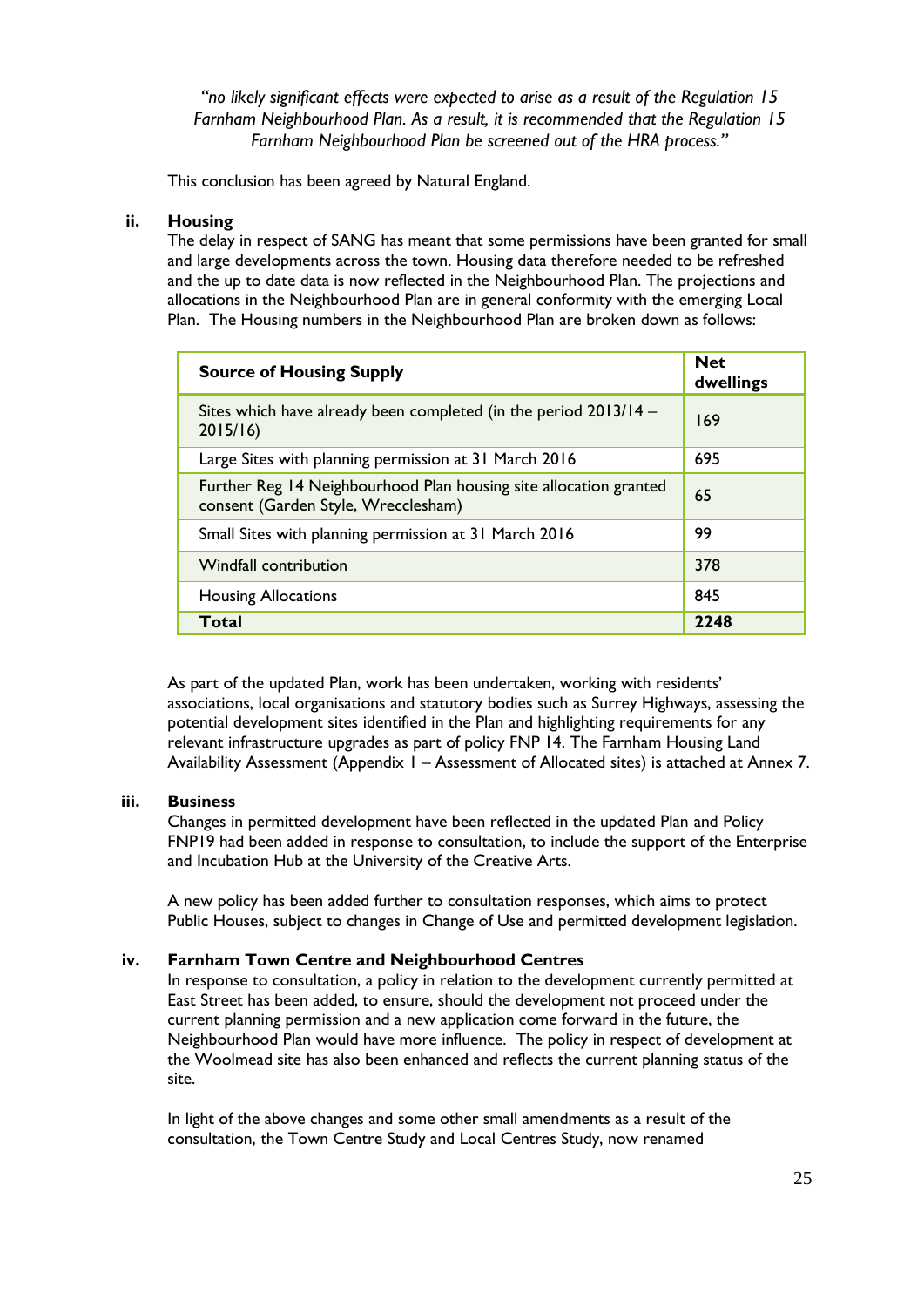*"no likely significant effects were expected to arise as a result of the Regulation 15 Farnham Neighbourhood Plan. As a result, it is recommended that the Regulation 15 Farnham Neighbourhood Plan be screened out of the HRA process."*

This conclusion has been agreed by Natural England.

**ii. Housing**

The delay in respect of SANG has meant that some permissions have been granted for small and large developments across the town. Housing data therefore needed to be refreshed and the up to date data is now reflected in the Neighbourhood Plan. The projections and allocations in the Neighbourhood Plan are in general conformity with the emerging Local Plan. The Housing numbers in the Neighbourhood Plan are broken down as follows:

| Source of Housing Supply | Net dwellings |
|---|---|
| Sites which have already been completed (in the period 2013/14 – 2015/16) | 169 |
| Large Sites with planning permission at 31 March 2016 | 695 |
| Further Reg 14 Neighbourhood Plan housing site allocation granted consent (Garden Style, Wrecclesham) | 65 |
| Small Sites with planning permission at 31 March 2016 | 99 |
| Windfall contribution | 378 |
| Housing Allocations | 845 |
| **Total** | **2248** |

As part of the updated Plan, work has been undertaken, working with residents' associations, local organisations and statutory bodies such as Surrey Highways, assessing the potential development sites identified in the Plan and highlighting requirements for any relevant infrastructure upgrades as part of policy FNP 14. The Farnham Housing Land Availability Assessment (Appendix 1 – Assessment of Allocated sites) is attached at Annex 7.

**iii. Business**

Changes in permitted development have been reflected in the updated Plan and Policy FNP19 had been added in response to consultation, to include the support of the Enterprise and Incubation Hub at the University of the Creative Arts.

A new policy has been added further to consultation responses, which aims to protect Public Houses, subject to changes in Change of Use and permitted development legislation.

**iv. Farnham Town Centre and Neighbourhood Centres**

In response to consultation, a policy in relation to the development currently permitted at East Street has been added, to ensure, should the development not proceed under the current planning permission and a new application come forward in the future, the Neighbourhood Plan would have more influence. The policy in respect of development at the Woolmead site has also been enhanced and reflects the current planning status of the site.

In light of the above changes and some other small amendments as a result of the consultation, the Town Centre Study and Local Centres Study, now renamed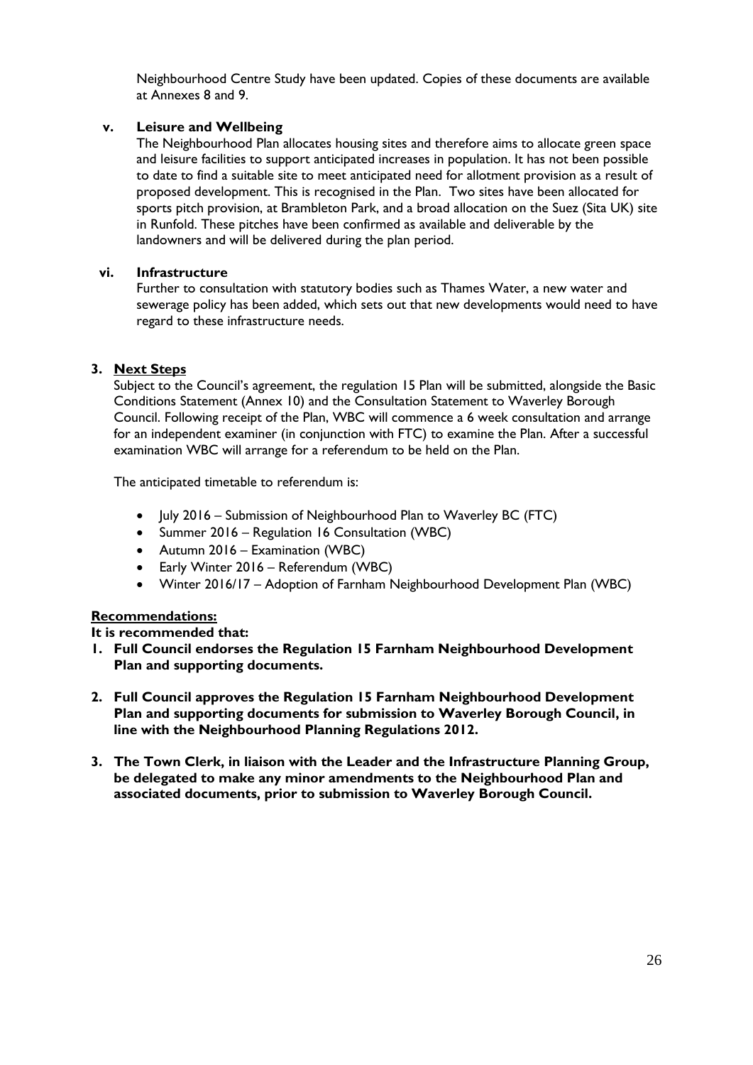Neighbourhood Centre Study have been updated. Copies of these documents are available at Annexes 8 and 9.

**v. Leisure and Wellbeing**

The Neighbourhood Plan allocates housing sites and therefore aims to allocate green space and leisure facilities to support anticipated increases in population. It has not been possible to date to find a suitable site to meet anticipated need for allotment provision as a result of proposed development. This is recognised in the Plan. Two sites have been allocated for sports pitch provision, at Brambleton Park, and a broad allocation on the Suez (Sita UK) site in Runfold. These pitches have been confirmed as available and deliverable by the landowners and will be delivered during the plan period.

**vi. Infrastructure**

Further to consultation with statutory bodies such as Thames Water, a new water and sewerage policy has been added, which sets out that new developments would need to have regard to these infrastructure needs.

**3. <u>Next Steps</u>**

Subject to the Council's agreement, the regulation 15 Plan will be submitted, alongside the Basic Conditions Statement (Annex 10) and the Consultation Statement to Waverley Borough Council. Following receipt of the Plan, WBC will commence a 6 week consultation and arrange for an independent examiner (in conjunction with FTC) to examine the Plan. After a successful examination WBC will arrange for a referendum to be held on the Plan.

The anticipated timetable to referendum is:

- July 2016 – Submission of Neighbourhood Plan to Waverley BC (FTC)
- Summer 2016 – Regulation 16 Consultation (WBC)
- Autumn 2016 – Examination (WBC)
- Early Winter 2016 – Referendum (WBC)
- Winter 2016/17 – Adoption of Farnham Neighbourhood Development Plan (WBC)

**<u>Recommendations:</u>**

**It is recommended that:**

1. **Full Council endorses the Regulation 15 Farnham Neighbourhood Development Plan and supporting documents.**

2. **Full Council approves the Regulation 15 Farnham Neighbourhood Development Plan and supporting documents for submission to Waverley Borough Council, in line with the Neighbourhood Planning Regulations 2012.**

3. **The Town Clerk, in liaison with the Leader and the Infrastructure Planning Group, be delegated to make any minor amendments to the Neighbourhood Plan and associated documents, prior to submission to Waverley Borough Council.**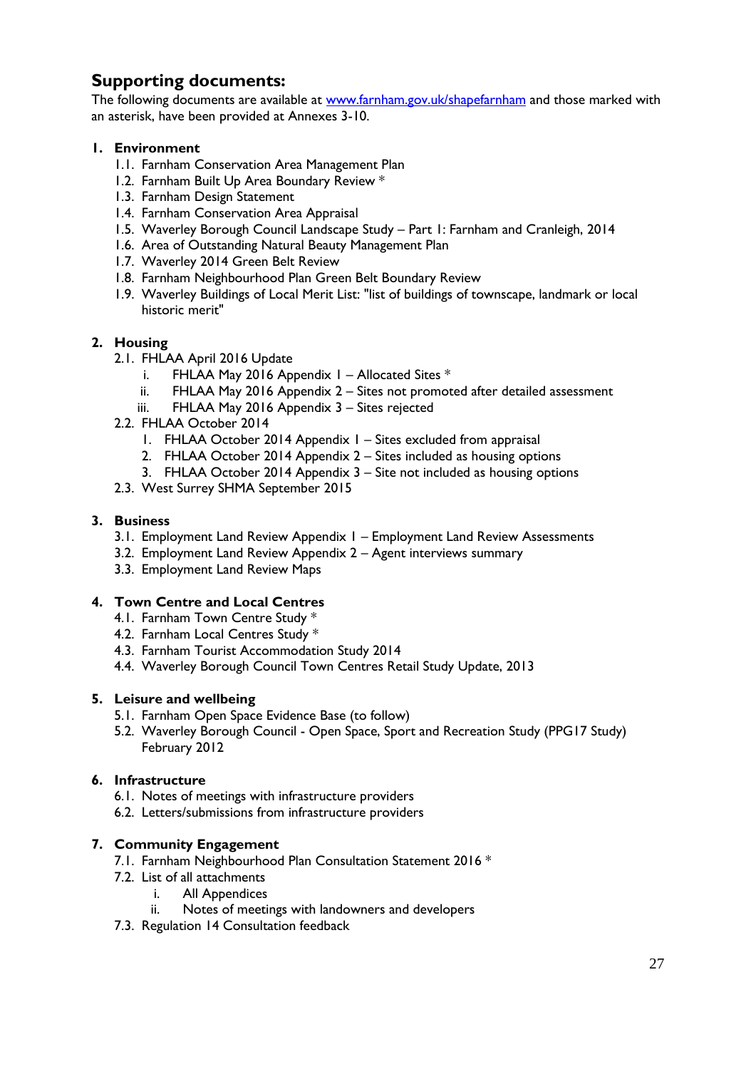## Supporting documents:

The following documents are available at [www.farnham.gov.uk/shapefarnham](http://www.farnham.gov.uk/shapefarnham) and those marked with an asterisk, have been provided at Annexes 3-10.

1. **Environment**
   - 1.1. Farnham Conservation Area Management Plan
   - 1.2. Farnham Built Up Area Boundary Review *
   - 1.3. Farnham Design Statement
   - 1.4. Farnham Conservation Area Appraisal
   - 1.5. Waverley Borough Council Landscape Study – Part 1: Farnham and Cranleigh, 2014
   - 1.6. Area of Outstanding Natural Beauty Management Plan
   - 1.7. Waverley 2014 Green Belt Review
   - 1.8. Farnham Neighbourhood Plan Green Belt Boundary Review
   - 1.9. Waverley Buildings of Local Merit List: "list of buildings of townscape, landmark or local historic merit"

2. **Housing**
   - 2.1. FHLAA April 2016 Update
     - i. FHLAA May 2016 Appendix 1 – Allocated Sites *
     - ii. FHLAA May 2016 Appendix 2 – Sites not promoted after detailed assessment
     - iii. FHLAA May 2016 Appendix 3 – Sites rejected
   - 2.2. FHLAA October 2014
     1. FHLAA October 2014 Appendix 1 – Sites excluded from appraisal
     2. FHLAA October 2014 Appendix 2 – Sites included as housing options
     3. FHLAA October 2014 Appendix 3 – Site not included as housing options
   - 2.3. West Surrey SHMA September 2015

3. **Business**
   - 3.1. Employment Land Review Appendix 1 – Employment Land Review Assessments
   - 3.2. Employment Land Review Appendix 2 – Agent interviews summary
   - 3.3. Employment Land Review Maps

4. **Town Centre and Local Centres**
   - 4.1. Farnham Town Centre Study *
   - 4.2. Farnham Local Centres Study *
   - 4.3. Farnham Tourist Accommodation Study 2014
   - 4.4. Waverley Borough Council Town Centres Retail Study Update, 2013

5. **Leisure and wellbeing**
   - 5.1. Farnham Open Space Evidence Base (to follow)
   - 5.2. Waverley Borough Council - Open Space, Sport and Recreation Study (PPG17 Study) February 2012

6. **Infrastructure**
   - 6.1. Notes of meetings with infrastructure providers
   - 6.2. Letters/submissions from infrastructure providers

7. **Community Engagement**
   - 7.1. Farnham Neighbourhood Plan Consultation Statement 2016 *
   - 7.2. List of all attachments
     - i. All Appendices
     - ii. Notes of meetings with landowners and developers
   - 7.3. Regulation 14 Consultation feedback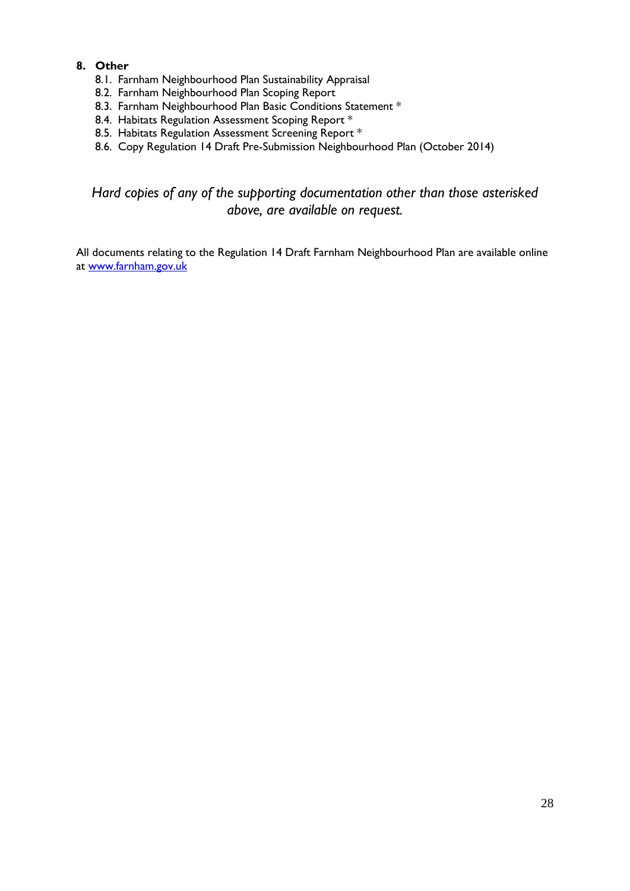## 8. Other

- 8.1. Farnham Neighbourhood Plan Sustainability Appraisal
- 8.2. Farnham Neighbourhood Plan Scoping Report
- 8.3. Farnham Neighbourhood Plan Basic Conditions Statement *
- 8.4. Habitats Regulation Assessment Scoping Report *
- 8.5. Habitats Regulation Assessment Screening Report *
- 8.6. Copy Regulation 14 Draft Pre-Submission Neighbourhood Plan (October 2014)

*Hard copies of any of the supporting documentation other than those asterisked above, are available on request.*

All documents relating to the Regulation 14 Draft Farnham Neighbourhood Plan are available online at [www.farnham.gov.uk](http://www.farnham.gov.uk)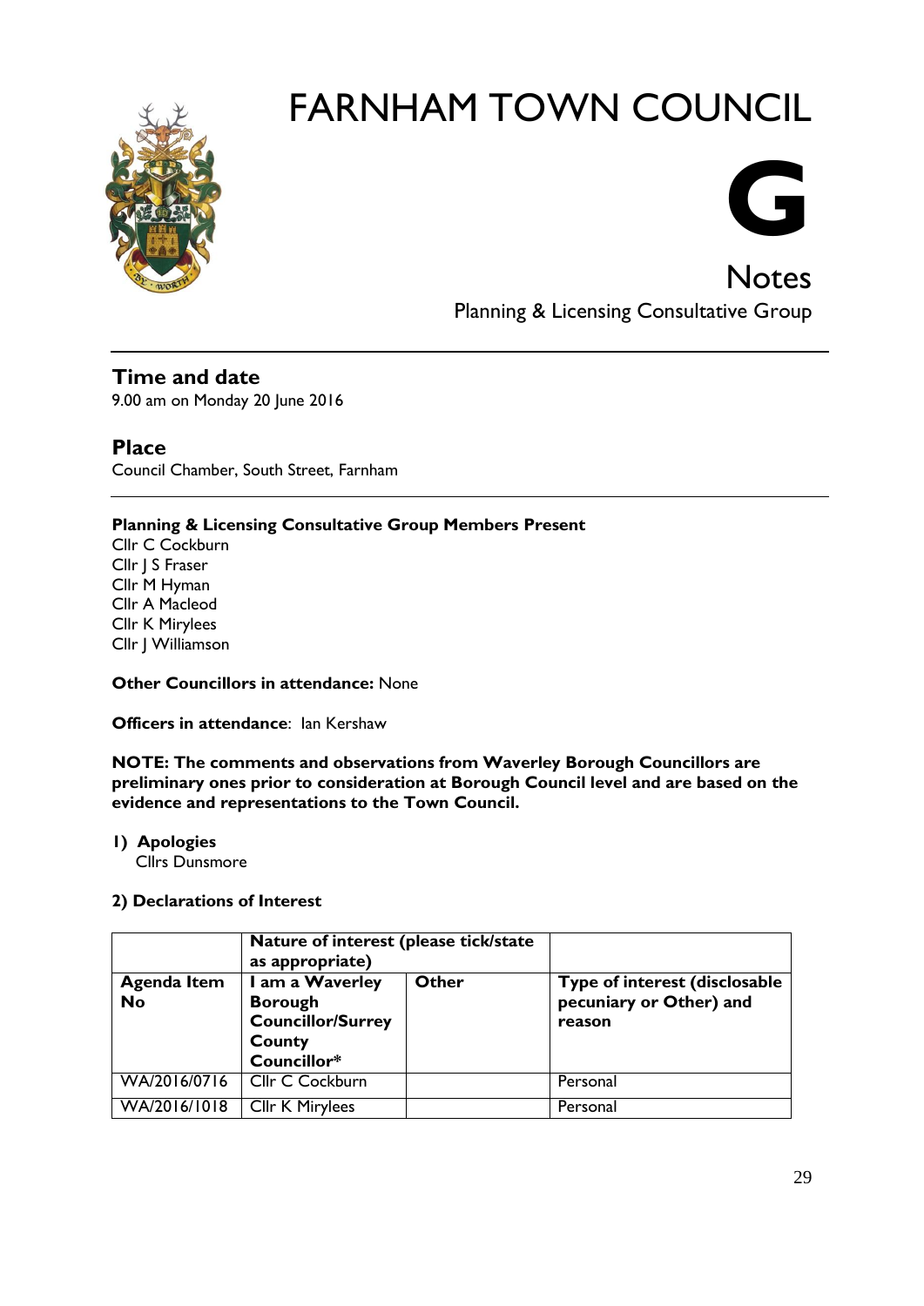# FARNHAM TOWN COUNCIL

# G

## Notes

Planning & Licensing Consultative Group

## Time and date

9.00 am on Monday 20 June 2016

## Place

Council Chamber, South Street, Farnham

**Planning & Licensing Consultative Group Members Present**

Cllr C Cockburn
Cllr J S Fraser
Cllr M Hyman
Cllr A Macleod
Cllr K Mirylees
Cllr J Williamson

**Other Councillors in attendance:** None

**Officers in attendance**: Ian Kershaw

**NOTE: The comments and observations from Waverley Borough Councillors are preliminary ones prior to consideration at Borough Council level and are based on the evidence and representations to the Town Council.**

**1) Apologies**

Cllrs Dunsmore

**2) Declarations of Interest**

| | **Nature of interest (please tick/state as appropriate)** | | |
|---|---|---|---|
| **Agenda Item No** | **I am a Waverley Borough Councillor/Surrey County Councillor*** | **Other** | **Type of interest (disclosable pecuniary or Other) and reason** |
| WA/2016/0716 | Cllr C Cockburn | | Personal |
| WA/2016/1018 | Cllr K Mirylees | | Personal |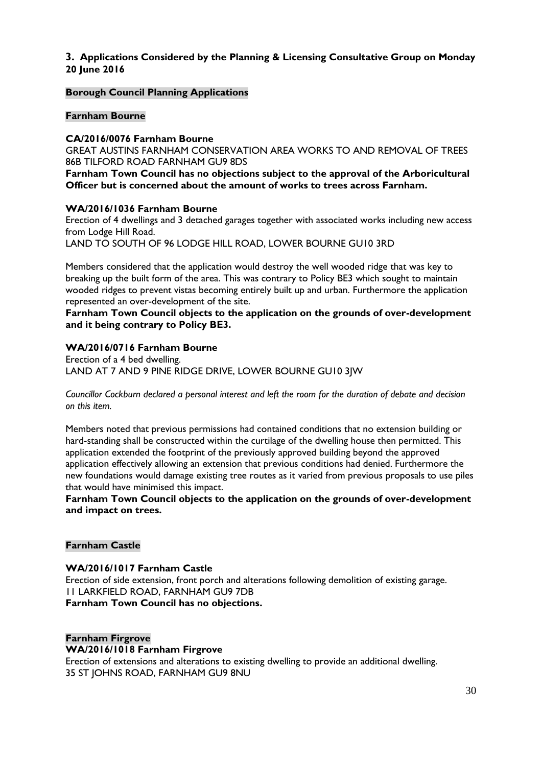## 3. Applications Considered by the Planning & Licensing Consultative Group on Monday 20 June 2016

**Borough Council Planning Applications**

**Farnham Bourne**

**CA/2016/0076 Farnham Bourne**

GREAT AUSTINS FARNHAM CONSERVATION AREA WORKS TO AND REMOVAL OF TREES 86B TILFORD ROAD FARNHAM GU9 8DS

**Farnham Town Council has no objections subject to the approval of the Arboricultural Officer but is concerned about the amount of works to trees across Farnham.**

**WA/2016/1036 Farnham Bourne**

Erection of 4 dwellings and 3 detached garages together with associated works including new access from Lodge Hill Road.

LAND TO SOUTH OF 96 LODGE HILL ROAD, LOWER BOURNE GU10 3RD

Members considered that the application would destroy the well wooded ridge that was key to breaking up the built form of the area. This was contrary to Policy BE3 which sought to maintain wooded ridges to prevent vistas becoming entirely built up and urban. Furthermore the application represented an over-development of the site.

**Farnham Town Council objects to the application on the grounds of over-development and it being contrary to Policy BE3.**

**WA/2016/0716 Farnham Bourne**

Erection of a 4 bed dwelling.

LAND AT 7 AND 9 PINE RIDGE DRIVE, LOWER BOURNE GU10 3JW

*Councillor Cockburn declared a personal interest and left the room for the duration of debate and decision on this item.*

Members noted that previous permissions had contained conditions that no extension building or hard-standing shall be constructed within the curtilage of the dwelling house then permitted. This application extended the footprint of the previously approved building beyond the approved application effectively allowing an extension that previous conditions had denied. Furthermore the new foundations would damage existing tree routes as it varied from previous proposals to use piles that would have minimised this impact.

**Farnham Town Council objects to the application on the grounds of over-development and impact on trees.**

**Farnham Castle**

**WA/2016/1017 Farnham Castle**

Erection of side extension, front porch and alterations following demolition of existing garage.

11 LARKFIELD ROAD, FARNHAM GU9 7DB

**Farnham Town Council has no objections.**

**Farnham Firgrove**

**WA/2016/1018 Farnham Firgrove**

Erection of extensions and alterations to existing dwelling to provide an additional dwelling.

35 ST JOHNS ROAD, FARNHAM GU9 8NU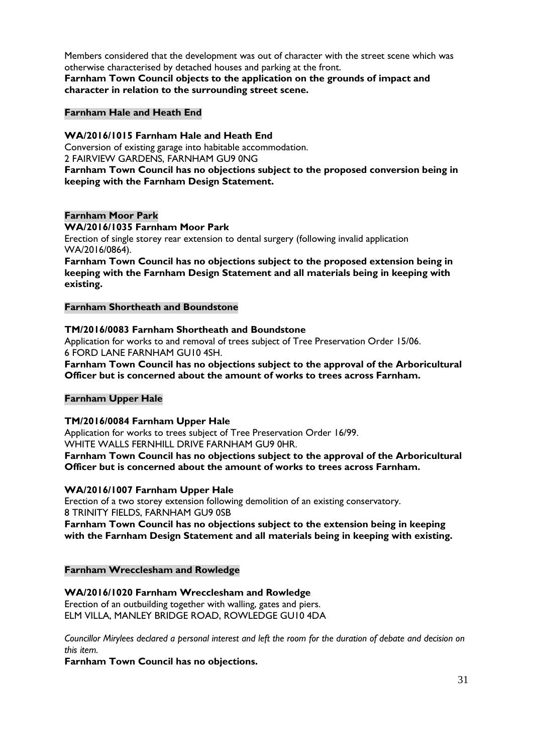Members considered that the development was out of character with the street scene which was otherwise characterised by detached houses and parking at the front.
**Farnham Town Council objects to the application on the grounds of impact and character in relation to the surrounding street scene.**

**Farnham Hale and Heath End**

**WA/2016/1015 Farnham Hale and Heath End**
Conversion of existing garage into habitable accommodation.
2 FAIRVIEW GARDENS, FARNHAM GU9 0NG
**Farnham Town Council has no objections subject to the proposed conversion being in keeping with the Farnham Design Statement.**

**Farnham Moor Park**

**WA/2016/1035 Farnham Moor Park**
Erection of single storey rear extension to dental surgery (following invalid application WA/2016/0864).
**Farnham Town Council has no objections subject to the proposed extension being in keeping with the Farnham Design Statement and all materials being in keeping with existing.**

**Farnham Shortheath and Boundstone**

**TM/2016/0083 Farnham Shortheath and Boundstone**
Application for works to and removal of trees subject of Tree Preservation Order 15/06.
6 FORD LANE FARNHAM GU10 4SH.
**Farnham Town Council has no objections subject to the approval of the Arboricultural Officer but is concerned about the amount of works to trees across Farnham.**

**Farnham Upper Hale**

**TM/2016/0084 Farnham Upper Hale**
Application for works to trees subject of Tree Preservation Order 16/99.
WHITE WALLS FERNHILL DRIVE FARNHAM GU9 0HR.
**Farnham Town Council has no objections subject to the approval of the Arboricultural Officer but is concerned about the amount of works to trees across Farnham.**

**WA/2016/1007 Farnham Upper Hale**
Erection of a two storey extension following demolition of an existing conservatory.
8 TRINITY FIELDS, FARNHAM GU9 0SB
**Farnham Town Council has no objections subject to the extension being in keeping with the Farnham Design Statement and all materials being in keeping with existing.**

**Farnham Wrecclesham and Rowledge**

**WA/2016/1020 Farnham Wrecclesham and Rowledge**
Erection of an outbuilding together with walling, gates and piers.
ELM VILLA, MANLEY BRIDGE ROAD, ROWLEDGE GU10 4DA

*Councillor Mirylees declared a personal interest and left the room for the duration of debate and decision on this item.*
**Farnham Town Council has no objections.**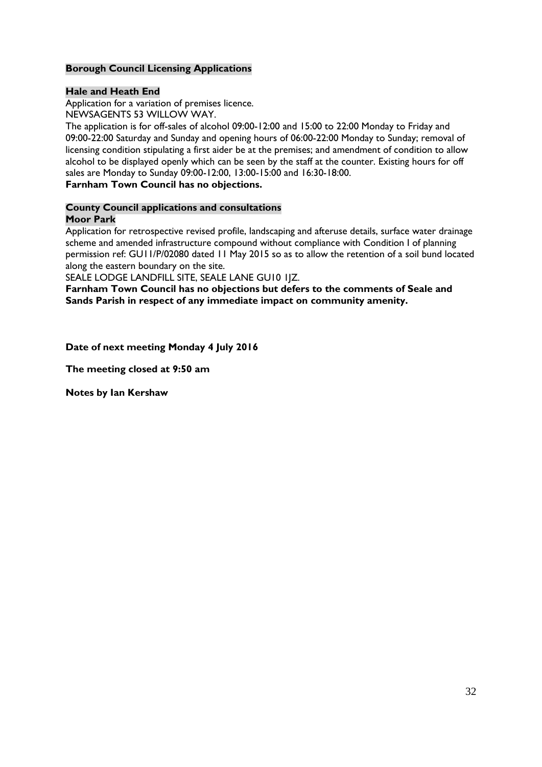**Borough Council Licensing Applications**

**Hale and Heath End**

Application for a variation of premises licence.
NEWSAGENTS 53 WILLOW WAY.
The application is for off-sales of alcohol 09:00-12:00 and 15:00 to 22:00 Monday to Friday and 09:00-22:00 Saturday and Sunday and opening hours of 06:00-22:00 Monday to Sunday; removal of licensing condition stipulating a first aider be at the premises; and amendment of condition to allow alcohol to be displayed openly which can be seen by the staff at the counter. Existing hours for off sales are Monday to Sunday 09:00-12:00, 13:00-15:00 and 16:30-18:00.
**Farnham Town Council has no objections.**

**County Council applications and consultations**
**Moor Park**

Application for retrospective revised profile, landscaping and afteruse details, surface water drainage scheme and amended infrastructure compound without compliance with Condition I of planning permission ref: GU11/P/02080 dated 11 May 2015 so as to allow the retention of a soil bund located along the eastern boundary on the site.
SEALE LODGE LANDFILL SITE, SEALE LANE GU10 1JZ.
**Farnham Town Council has no objections but defers to the comments of Seale and Sands Parish in respect of any immediate impact on community amenity.**

**Date of next meeting Monday 4 July 2016**

**The meeting closed at 9:50 am**

**Notes by Ian Kershaw**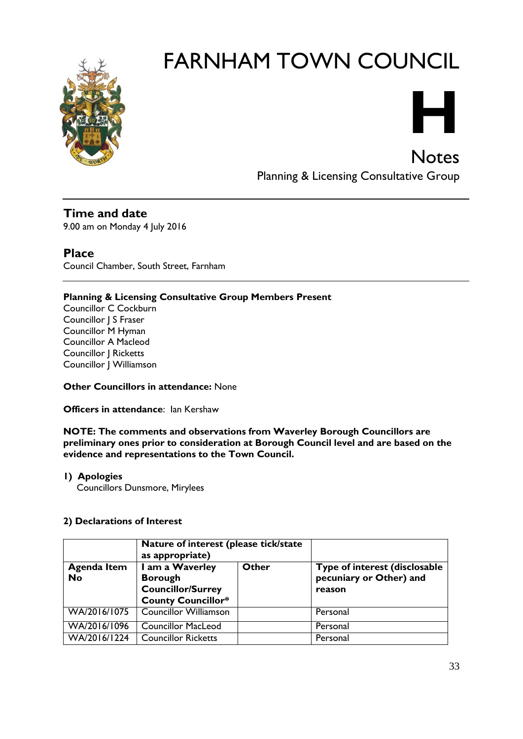# FARNHAM TOWN COUNCIL

**H**

Notes

Planning & Licensing Consultative Group

## Time and date

9.00 am on Monday 4 July 2016

## Place

Council Chamber, South Street, Farnham

**Planning & Licensing Consultative Group Members Present**

Councillor C Cockburn
Councillor J S Fraser
Councillor M Hyman
Councillor A Macleod
Councillor J Ricketts
Councillor J Williamson

**Other Councillors in attendance:** None

**Officers in attendance**: Ian Kershaw

**NOTE: The comments and observations from Waverley Borough Councillors are preliminary ones prior to consideration at Borough Council level and are based on the evidence and representations to the Town Council.**

**1) Apologies**

Councillors Dunsmore, Mirylees

**2) Declarations of Interest**

| | **Nature of interest (please tick/state as appropriate)** | | |
|---|---|---|---|
| **Agenda Item No** | **I am a Waverley Borough Councillor/Surrey County Councillor*** | **Other** | **Type of interest (disclosable pecuniary or Other) and reason** |
| WA/2016/1075 | Councillor Williamson | | Personal |
| WA/2016/1096 | Councillor MacLeod | | Personal |
| WA/2016/1224 | Councillor Ricketts | | Personal |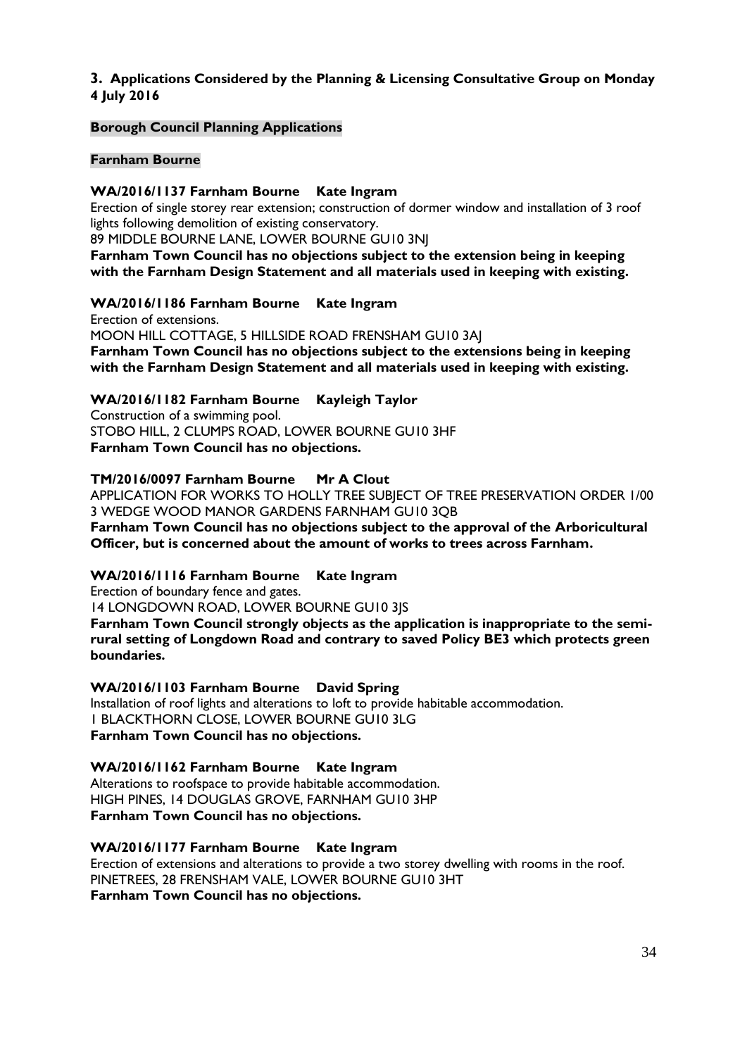## 3. Applications Considered by the Planning & Licensing Consultative Group on Monday 4 July 2016

### Borough Council Planning Applications

#### Farnham Bourne

**WA/2016/1137 Farnham Bourne Kate Ingram**
Erection of single storey rear extension; construction of dormer window and installation of 3 roof lights following demolition of existing conservatory.
89 MIDDLE BOURNE LANE, LOWER BOURNE GU10 3NJ
**Farnham Town Council has no objections subject to the extension being in keeping with the Farnham Design Statement and all materials used in keeping with existing.**

**WA/2016/1186 Farnham Bourne Kate Ingram**
Erection of extensions.
MOON HILL COTTAGE, 5 HILLSIDE ROAD FRENSHAM GU10 3AJ
**Farnham Town Council has no objections subject to the extensions being in keeping with the Farnham Design Statement and all materials used in keeping with existing.**

**WA/2016/1182 Farnham Bourne Kayleigh Taylor**
Construction of a swimming pool.
STOBO HILL, 2 CLUMPS ROAD, LOWER BOURNE GU10 3HF
**Farnham Town Council has no objections.**

**TM/2016/0097 Farnham Bourne Mr A Clout**
APPLICATION FOR WORKS TO HOLLY TREE SUBJECT OF TREE PRESERVATION ORDER 1/00
3 WEDGE WOOD MANOR GARDENS FARNHAM GU10 3QB
**Farnham Town Council has no objections subject to the approval of the Arboricultural Officer, but is concerned about the amount of works to trees across Farnham.**

**WA/2016/1116 Farnham Bourne Kate Ingram**
Erection of boundary fence and gates.
14 LONGDOWN ROAD, LOWER BOURNE GU10 3JS
**Farnham Town Council strongly objects as the application is inappropriate to the semi-rural setting of Longdown Road and contrary to saved Policy BE3 which protects green boundaries.**

**WA/2016/1103 Farnham Bourne David Spring**
Installation of roof lights and alterations to loft to provide habitable accommodation.
1 BLACKTHORN CLOSE, LOWER BOURNE GU10 3LG
**Farnham Town Council has no objections.**

**WA/2016/1162 Farnham Bourne Kate Ingram**
Alterations to roofspace to provide habitable accommodation.
HIGH PINES, 14 DOUGLAS GROVE, FARNHAM GU10 3HP
**Farnham Town Council has no objections.**

**WA/2016/1177 Farnham Bourne Kate Ingram**
Erection of extensions and alterations to provide a two storey dwelling with rooms in the roof.
PINETREES, 28 FRENSHAM VALE, LOWER BOURNE GU10 3HT
**Farnham Town Council has no objections.**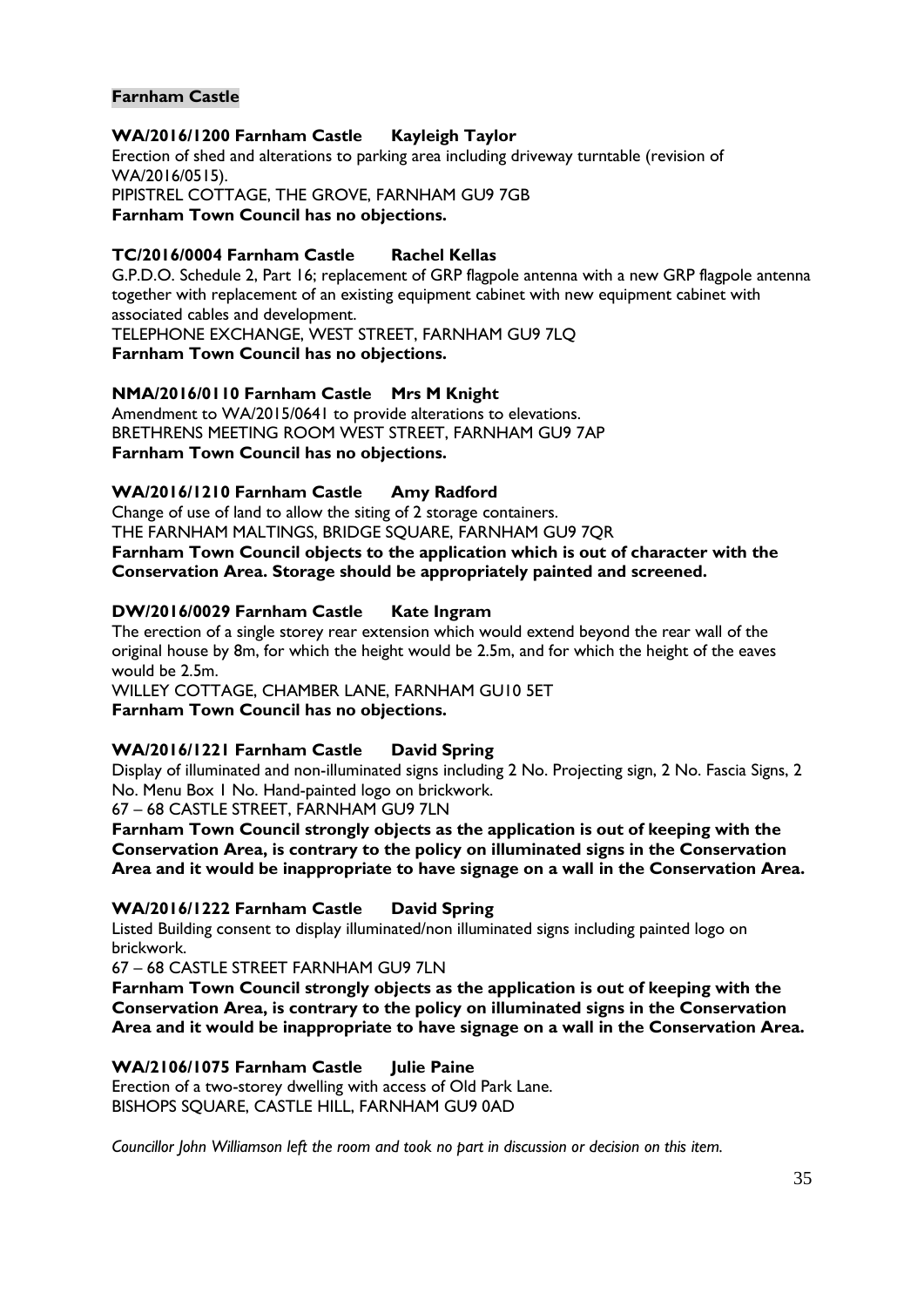**Farnham Castle**

**WA/2016/1200 Farnham Castle Kayleigh Taylor**

Erection of shed and alterations to parking area including driveway turntable (revision of WA/2016/0515).

PIPISTREL COTTAGE, THE GROVE, FARNHAM GU9 7GB

**Farnham Town Council has no objections.**

**TC/2016/0004 Farnham Castle Rachel Kellas**

G.P.D.O. Schedule 2, Part 16; replacement of GRP flagpole antenna with a new GRP flagpole antenna together with replacement of an existing equipment cabinet with new equipment cabinet with associated cables and development.

TELEPHONE EXCHANGE, WEST STREET, FARNHAM GU9 7LQ

**Farnham Town Council has no objections.**

**NMA/2016/0110 Farnham Castle Mrs M Knight**

Amendment to WA/2015/0641 to provide alterations to elevations.

BRETHRENS MEETING ROOM WEST STREET, FARNHAM GU9 7AP

**Farnham Town Council has no objections.**

**WA/2016/1210 Farnham Castle Amy Radford**

Change of use of land to allow the siting of 2 storage containers.

THE FARNHAM MALTINGS, BRIDGE SQUARE, FARNHAM GU9 7QR

**Farnham Town Council objects to the application which is out of character with the Conservation Area. Storage should be appropriately painted and screened.**

**DW/2016/0029 Farnham Castle Kate Ingram**

The erection of a single storey rear extension which would extend beyond the rear wall of the original house by 8m, for which the height would be 2.5m, and for which the height of the eaves would be 2.5m.

WILLEY COTTAGE, CHAMBER LANE, FARNHAM GU10 5ET

**Farnham Town Council has no objections.**

**WA/2016/1221 Farnham Castle David Spring**

Display of illuminated and non-illuminated signs including 2 No. Projecting sign, 2 No. Fascia Signs, 2 No. Menu Box 1 No. Hand-painted logo on brickwork.

67 – 68 CASTLE STREET, FARNHAM GU9 7LN

**Farnham Town Council strongly objects as the application is out of keeping with the Conservation Area, is contrary to the policy on illuminated signs in the Conservation Area and it would be inappropriate to have signage on a wall in the Conservation Area.**

**WA/2016/1222 Farnham Castle David Spring**

Listed Building consent to display illuminated/non illuminated signs including painted logo on brickwork.

67 – 68 CASTLE STREET FARNHAM GU9 7LN

**Farnham Town Council strongly objects as the application is out of keeping with the Conservation Area, is contrary to the policy on illuminated signs in the Conservation Area and it would be inappropriate to have signage on a wall in the Conservation Area.**

**WA/2106/1075 Farnham Castle Julie Paine**

Erection of a two-storey dwelling with access of Old Park Lane.

BISHOPS SQUARE, CASTLE HILL, FARNHAM GU9 0AD

*Councillor John Williamson left the room and took no part in discussion or decision on this item.*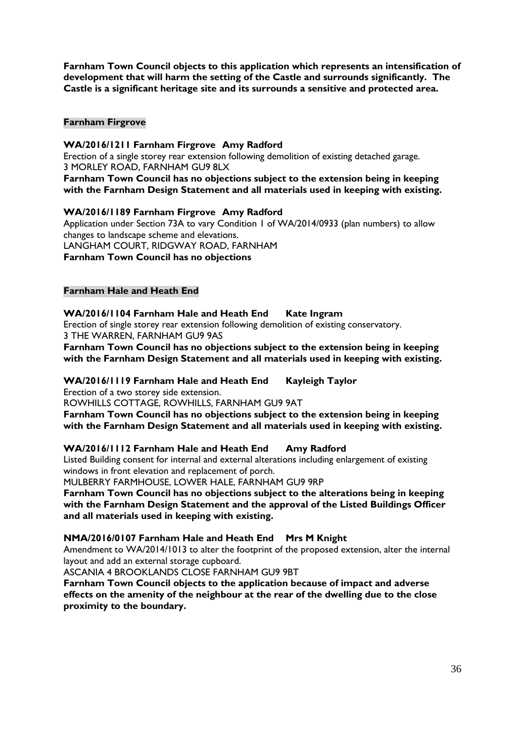**Farnham Town Council objects to this application which represents an intensification of development that will harm the setting of the Castle and surrounds significantly. The Castle is a significant heritage site and its surrounds a sensitive and protected area.**

## Farnham Firgrove

**WA/2016/1211 Farnham Firgrove Amy Radford**
Erection of a single storey rear extension following demolition of existing detached garage.
3 MORLEY ROAD, FARNHAM GU9 8LX
**Farnham Town Council has no objections subject to the extension being in keeping with the Farnham Design Statement and all materials used in keeping with existing.**

**WA/2016/1189 Farnham Firgrove Amy Radford**
Application under Section 73A to vary Condition 1 of WA/2014/0933 (plan numbers) to allow changes to landscape scheme and elevations.
LANGHAM COURT, RIDGWAY ROAD, FARNHAM
**Farnham Town Council has no objections**

## Farnham Hale and Heath End

**WA/2016/1104 Farnham Hale and Heath End Kate Ingram**
Erection of single storey rear extension following demolition of existing conservatory.
3 THE WARREN, FARNHAM GU9 9AS
**Farnham Town Council has no objections subject to the extension being in keeping with the Farnham Design Statement and all materials used in keeping with existing.**

**WA/2016/1119 Farnham Hale and Heath End Kayleigh Taylor**
Erection of a two storey side extension.
ROWHILLS COTTAGE, ROWHILLS, FARNHAM GU9 9AT
**Farnham Town Council has no objections subject to the extension being in keeping with the Farnham Design Statement and all materials used in keeping with existing.**

**WA/2016/1112 Farnham Hale and Heath End Amy Radford**
Listed Building consent for internal and external alterations including enlargement of existing windows in front elevation and replacement of porch.
MULBERRY FARMHOUSE, LOWER HALE, FARNHAM GU9 9RP
**Farnham Town Council has no objections subject to the alterations being in keeping with the Farnham Design Statement and the approval of the Listed Buildings Officer and all materials used in keeping with existing.**

**NMA/2016/0107 Farnham Hale and Heath End Mrs M Knight**
Amendment to WA/2014/1013 to alter the footprint of the proposed extension, alter the internal layout and add an external storage cupboard.
ASCANIA 4 BROOKLANDS CLOSE FARNHAM GU9 9BT
**Farnham Town Council objects to the application because of impact and adverse effects on the amenity of the neighbour at the rear of the dwelling due to the close proximity to the boundary.**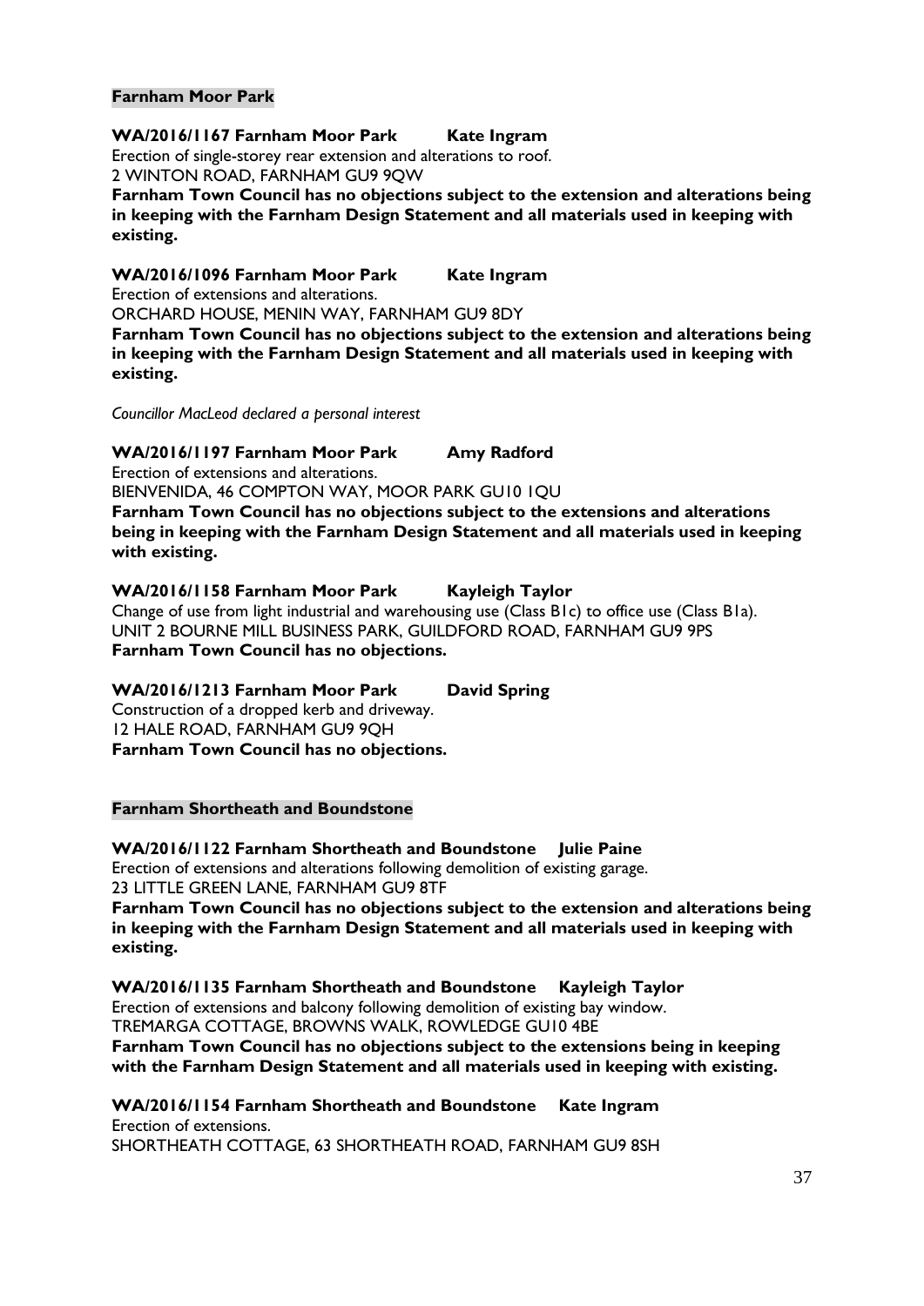**Farnham Moor Park**

**WA/2016/1167 Farnham Moor Park Kate Ingram**
Erection of single-storey rear extension and alterations to roof.
2 WINTON ROAD, FARNHAM GU9 9QW
**Farnham Town Council has no objections subject to the extension and alterations being in keeping with the Farnham Design Statement and all materials used in keeping with existing.**

**WA/2016/1096 Farnham Moor Park Kate Ingram**
Erection of extensions and alterations.
ORCHARD HOUSE, MENIN WAY, FARNHAM GU9 8DY
**Farnham Town Council has no objections subject to the extension and alterations being in keeping with the Farnham Design Statement and all materials used in keeping with existing.**

*Councillor MacLeod declared a personal interest*

**WA/2016/1197 Farnham Moor Park Amy Radford**
Erection of extensions and alterations.
BIENVENIDA, 46 COMPTON WAY, MOOR PARK GU10 1QU
**Farnham Town Council has no objections subject to the extensions and alterations being in keeping with the Farnham Design Statement and all materials used in keeping with existing.**

**WA/2016/1158 Farnham Moor Park Kayleigh Taylor**
Change of use from light industrial and warehousing use (Class B1c) to office use (Class B1a).
UNIT 2 BOURNE MILL BUSINESS PARK, GUILDFORD ROAD, FARNHAM GU9 9PS
**Farnham Town Council has no objections.**

**WA/2016/1213 Farnham Moor Park David Spring**
Construction of a dropped kerb and driveway.
12 HALE ROAD, FARNHAM GU9 9QH
**Farnham Town Council has no objections.**

**Farnham Shortheath and Boundstone**

**WA/2016/1122 Farnham Shortheath and Boundstone Julie Paine**
Erection of extensions and alterations following demolition of existing garage.
23 LITTLE GREEN LANE, FARNHAM GU9 8TF
**Farnham Town Council has no objections subject to the extension and alterations being in keeping with the Farnham Design Statement and all materials used in keeping with existing.**

**WA/2016/1135 Farnham Shortheath and Boundstone Kayleigh Taylor**
Erection of extensions and balcony following demolition of existing bay window.
TREMARGA COTTAGE, BROWNS WALK, ROWLEDGE GU10 4BE
**Farnham Town Council has no objections subject to the extensions being in keeping with the Farnham Design Statement and all materials used in keeping with existing.**

**WA/2016/1154 Farnham Shortheath and Boundstone Kate Ingram**
Erection of extensions.
SHORTHEATH COTTAGE, 63 SHORTHEATH ROAD, FARNHAM GU9 8SH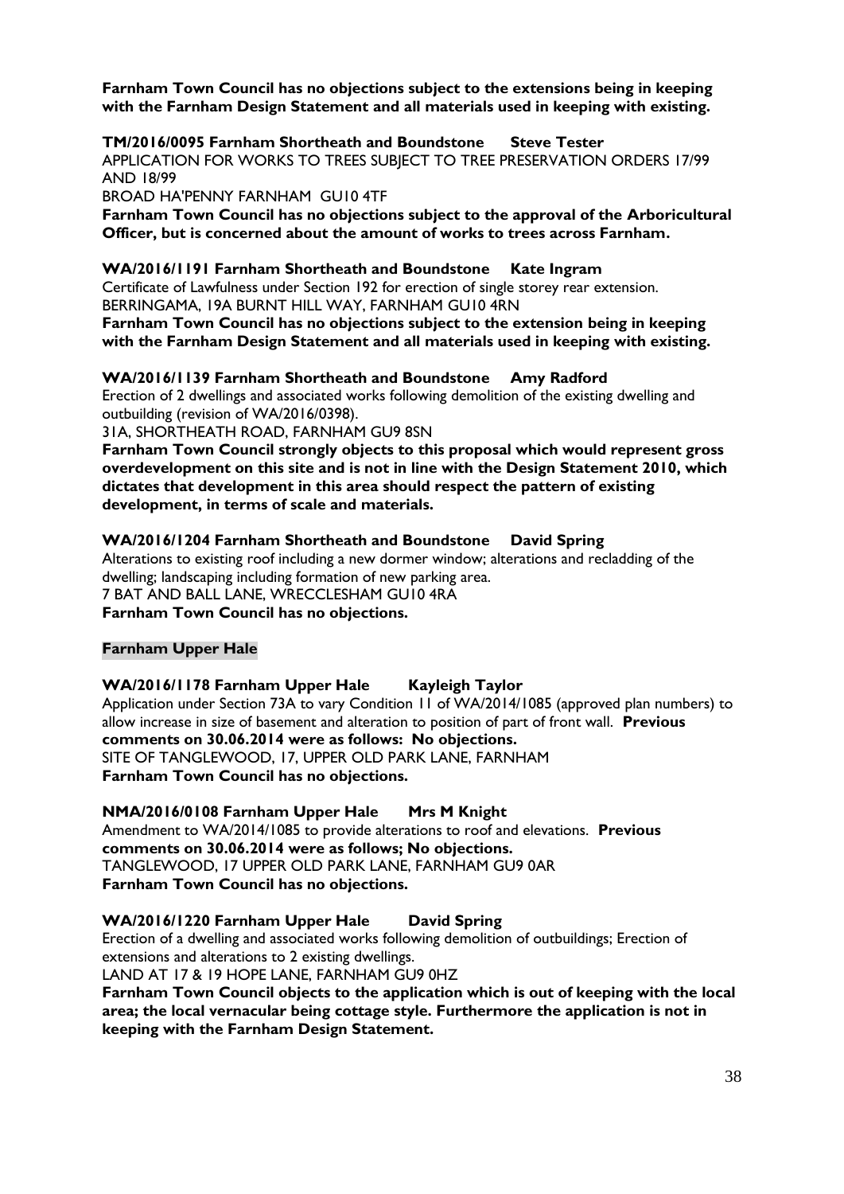**Farnham Town Council has no objections subject to the extensions being in keeping with the Farnham Design Statement and all materials used in keeping with existing.**

**TM/2016/0095 Farnham Shortheath and Boundstone Steve Tester**
APPLICATION FOR WORKS TO TREES SUBJECT TO TREE PRESERVATION ORDERS 17/99 AND 18/99
BROAD HA'PENNY FARNHAM GU10 4TF
**Farnham Town Council has no objections subject to the approval of the Arboricultural Officer, but is concerned about the amount of works to trees across Farnham.**

**WA/2016/1191 Farnham Shortheath and Boundstone Kate Ingram**
Certificate of Lawfulness under Section 192 for erection of single storey rear extension.
BERRINGAMA, 19A BURNT HILL WAY, FARNHAM GU10 4RN
**Farnham Town Council has no objections subject to the extension being in keeping with the Farnham Design Statement and all materials used in keeping with existing.**

**WA/2016/1139 Farnham Shortheath and Boundstone Amy Radford**
Erection of 2 dwellings and associated works following demolition of the existing dwelling and outbuilding (revision of WA/2016/0398).
31A, SHORTHEATH ROAD, FARNHAM GU9 8SN
**Farnham Town Council strongly objects to this proposal which would represent gross overdevelopment on this site and is not in line with the Design Statement 2010, which dictates that development in this area should respect the pattern of existing development, in terms of scale and materials.**

**WA/2016/1204 Farnham Shortheath and Boundstone David Spring**
Alterations to existing roof including a new dormer window; alterations and recladding of the dwelling; landscaping including formation of new parking area.
7 BAT AND BALL LANE, WRECCLESHAM GU10 4RA
**Farnham Town Council has no objections.**

**Farnham Upper Hale**

**WA/2016/1178 Farnham Upper Hale Kayleigh Taylor**
Application under Section 73A to vary Condition 11 of WA/2014/1085 (approved plan numbers) to allow increase in size of basement and alteration to position of part of front wall. **Previous comments on 30.06.2014 were as follows: No objections.**
SITE OF TANGLEWOOD, 17, UPPER OLD PARK LANE, FARNHAM
**Farnham Town Council has no objections.**

**NMA/2016/0108 Farnham Upper Hale Mrs M Knight**
Amendment to WA/2014/1085 to provide alterations to roof and elevations. **Previous comments on 30.06.2014 were as follows; No objections.**
TANGLEWOOD, 17 UPPER OLD PARK LANE, FARNHAM GU9 0AR
**Farnham Town Council has no objections.**

**WA/2016/1220 Farnham Upper Hale David Spring**
Erection of a dwelling and associated works following demolition of outbuildings; Erection of extensions and alterations to 2 existing dwellings.
LAND AT 17 & 19 HOPE LANE, FARNHAM GU9 0HZ
**Farnham Town Council objects to the application which is out of keeping with the local area; the local vernacular being cottage style. Furthermore the application is not in keeping with the Farnham Design Statement.**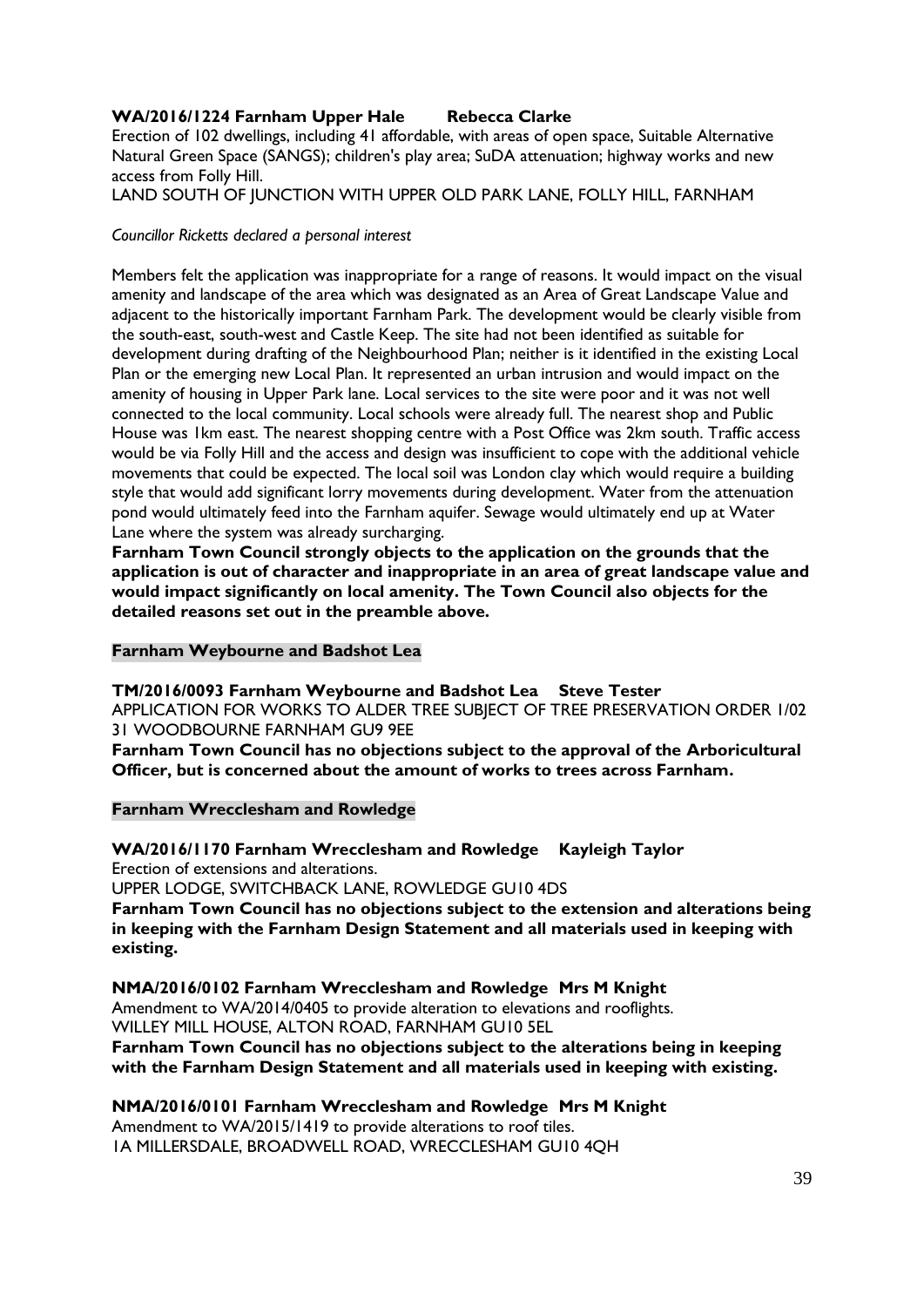**WA/2016/1224 Farnham Upper Hale Rebecca Clarke**

Erection of 102 dwellings, including 41 affordable, with areas of open space, Suitable Alternative Natural Green Space (SANGS); children's play area; SuDA attenuation; highway works and new access from Folly Hill.

LAND SOUTH OF JUNCTION WITH UPPER OLD PARK LANE, FOLLY HILL, FARNHAM

*Councillor Ricketts declared a personal interest*

Members felt the application was inappropriate for a range of reasons. It would impact on the visual amenity and landscape of the area which was designated as an Area of Great Landscape Value and adjacent to the historically important Farnham Park. The development would be clearly visible from the south-east, south-west and Castle Keep. The site had not been identified as suitable for development during drafting of the Neighbourhood Plan; neither is it identified in the existing Local Plan or the emerging new Local Plan. It represented an urban intrusion and would impact on the amenity of housing in Upper Park lane. Local services to the site were poor and it was not well connected to the local community. Local schools were already full. The nearest shop and Public House was 1km east. The nearest shopping centre with a Post Office was 2km south. Traffic access would be via Folly Hill and the access and design was insufficient to cope with the additional vehicle movements that could be expected. The local soil was London clay which would require a building style that would add significant lorry movements during development. Water from the attenuation pond would ultimately feed into the Farnham aquifer. Sewage would ultimately end up at Water Lane where the system was already surcharging.

**Farnham Town Council strongly objects to the application on the grounds that the application is out of character and inappropriate in an area of great landscape value and would impact significantly on local amenity. The Town Council also objects for the detailed reasons set out in the preamble above.**

## Farnham Weybourne and Badshot Lea

**TM/2016/0093 Farnham Weybourne and Badshot Lea Steve Tester**

APPLICATION FOR WORKS TO ALDER TREE SUBJECT OF TREE PRESERVATION ORDER 1/02
31 WOODBOURNE FARNHAM GU9 9EE

**Farnham Town Council has no objections subject to the approval of the Arboricultural Officer, but is concerned about the amount of works to trees across Farnham.**

## Farnham Wrecclesham and Rowledge

**WA/2016/1170 Farnham Wrecclesham and Rowledge Kayleigh Taylor**

Erection of extensions and alterations.

UPPER LODGE, SWITCHBACK LANE, ROWLEDGE GU10 4DS

**Farnham Town Council has no objections subject to the extension and alterations being in keeping with the Farnham Design Statement and all materials used in keeping with existing.**

**NMA/2016/0102 Farnham Wrecclesham and Rowledge Mrs M Knight**

Amendment to WA/2014/0405 to provide alteration to elevations and rooflights.

WILLEY MILL HOUSE, ALTON ROAD, FARNHAM GU10 5EL

**Farnham Town Council has no objections subject to the alterations being in keeping with the Farnham Design Statement and all materials used in keeping with existing.**

**NMA/2016/0101 Farnham Wrecclesham and Rowledge Mrs M Knight**

Amendment to WA/2015/1419 to provide alterations to roof tiles.

1A MILLERSDALE, BROADWELL ROAD, WRECCLESHAM GU10 4QH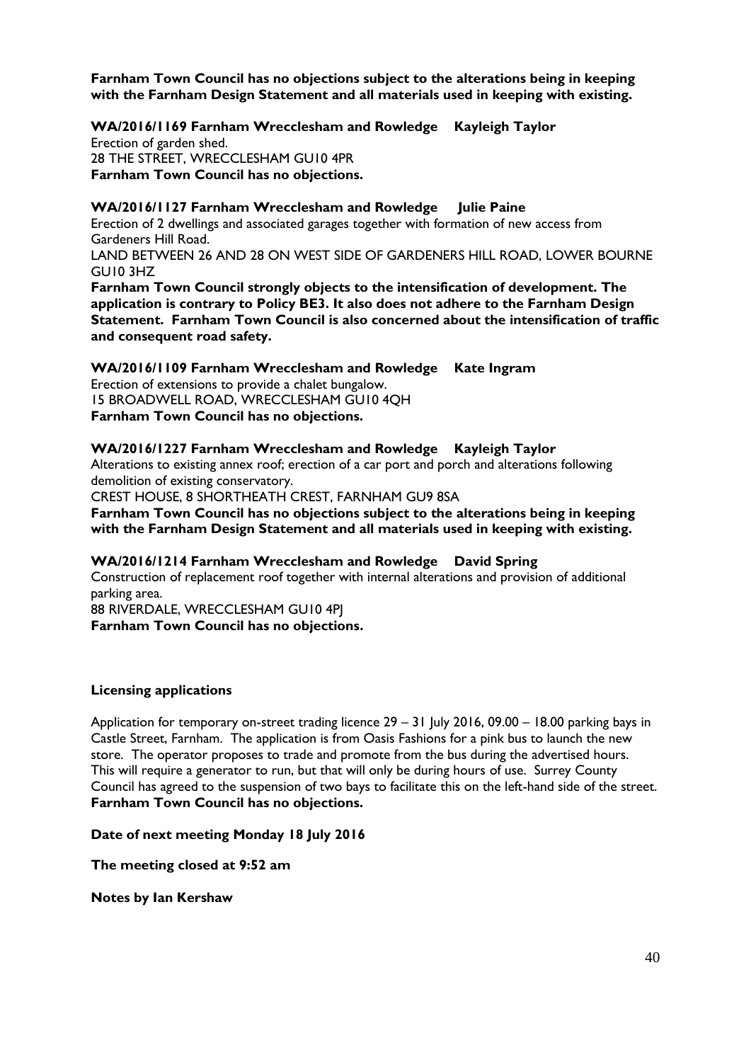**Farnham Town Council has no objections subject to the alterations being in keeping with the Farnham Design Statement and all materials used in keeping with existing.**

**WA/2016/1169 Farnham Wrecclesham and Rowledge Kayleigh Taylor**
Erection of garden shed.
28 THE STREET, WRECCLESHAM GU10 4PR
**Farnham Town Council has no objections.**

**WA/2016/1127 Farnham Wrecclesham and Rowledge Julie Paine**
Erection of 2 dwellings and associated garages together with formation of new access from Gardeners Hill Road.
LAND BETWEEN 26 AND 28 ON WEST SIDE OF GARDENERS HILL ROAD, LOWER BOURNE GU10 3HZ
**Farnham Town Council strongly objects to the intensification of development. The application is contrary to Policy BE3. It also does not adhere to the Farnham Design Statement. Farnham Town Council is also concerned about the intensification of traffic and consequent road safety.**

**WA/2016/1109 Farnham Wrecclesham and Rowledge Kate Ingram**
Erection of extensions to provide a chalet bungalow.
15 BROADWELL ROAD, WRECCLESHAM GU10 4QH
**Farnham Town Council has no objections.**

**WA/2016/1227 Farnham Wrecclesham and Rowledge Kayleigh Taylor**
Alterations to existing annex roof; erection of a car port and porch and alterations following demolition of existing conservatory.
CREST HOUSE, 8 SHORTHEATH CREST, FARNHAM GU9 8SA
**Farnham Town Council has no objections subject to the alterations being in keeping with the Farnham Design Statement and all materials used in keeping with existing.**

**WA/2016/1214 Farnham Wrecclesham and Rowledge David Spring**
Construction of replacement roof together with internal alterations and provision of additional parking area.
88 RIVERDALE, WRECCLESHAM GU10 4PJ
**Farnham Town Council has no objections.**

**Licensing applications**

Application for temporary on-street trading licence 29 – 31 July 2016, 09.00 – 18.00 parking bays in Castle Street, Farnham. The application is from Oasis Fashions for a pink bus to launch the new store. The operator proposes to trade and promote from the bus during the advertised hours. This will require a generator to run, but that will only be during hours of use. Surrey County Council has agreed to the suspension of two bays to facilitate this on the left-hand side of the street.
**Farnham Town Council has no objections.**

**Date of next meeting Monday 18 July 2016**

**The meeting closed at 9:52 am**

**Notes by Ian Kershaw**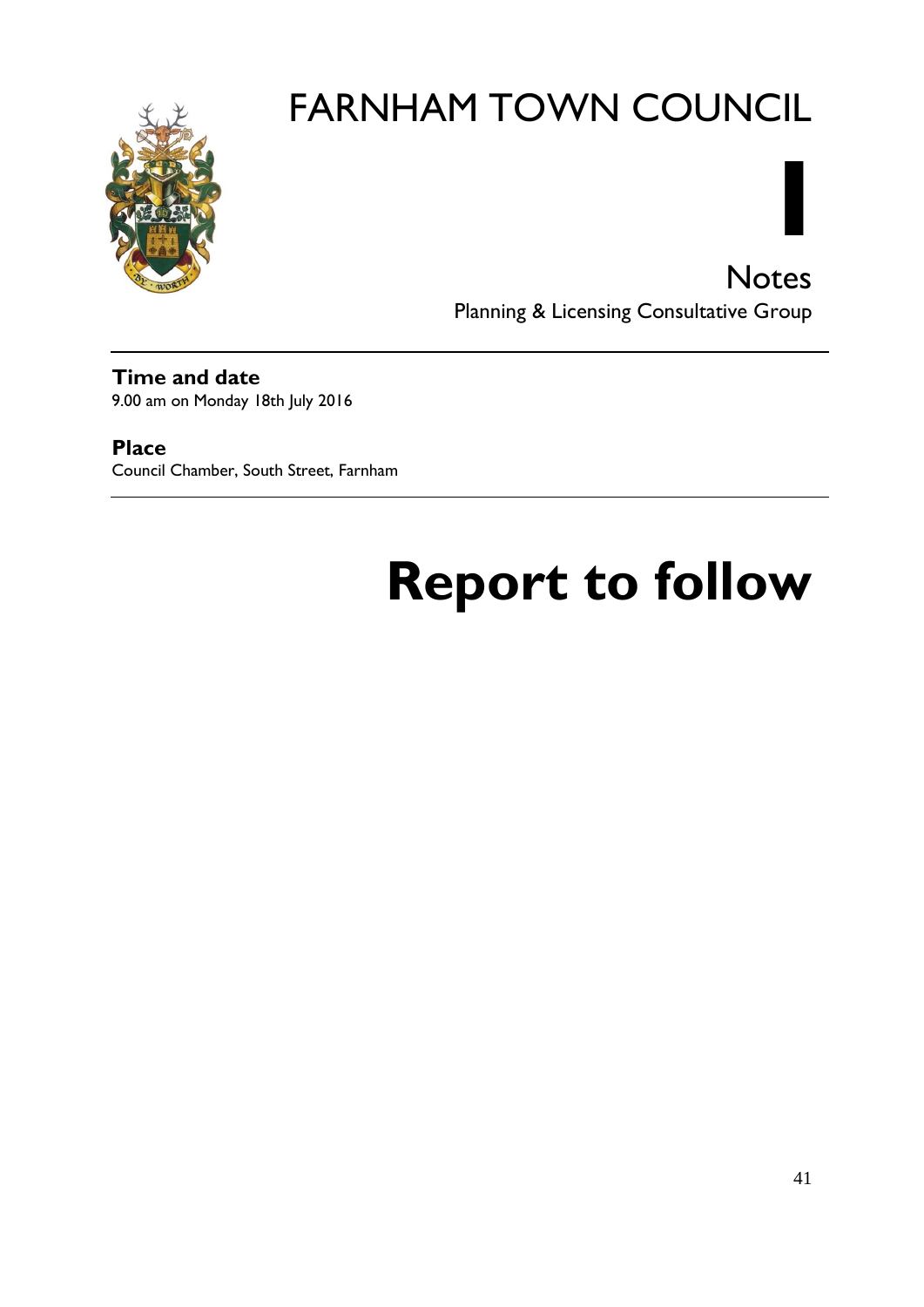# FARNHAM TOWN COUNCIL

**I**

## Notes

Planning & Licensing Consultative Group

**Time and date**
9.00 am on Monday 18th July 2016

**Place**
Council Chamber, South Street, Farnham

# Report to follow